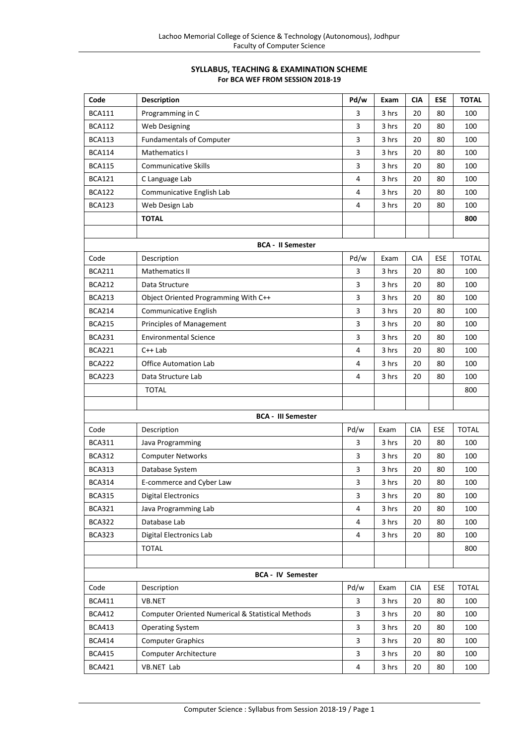**SYLLABUS, TEACHING & EXAMINATION SCHEME**
**For BCA WEF FROM SESSION 2018-19**

| Code | Description | Pd/w | Exam | CIA | ESE | TOTAL |
|---|---|---|---|---|---|---|
| BCA111 | Programming in C | 3 | 3 hrs | 20 | 80 | 100 |
| BCA112 | Web Designing | 3 | 3 hrs | 20 | 80 | 100 |
| BCA113 | Fundamentals of Computer | 3 | 3 hrs | 20 | 80 | 100 |
| BCA114 | Mathematics I | 3 | 3 hrs | 20 | 80 | 100 |
| BCA115 | Communicative Skills | 3 | 3 hrs | 20 | 80 | 100 |
| BCA121 | C Language Lab | 4 | 3 hrs | 20 | 80 | 100 |
| BCA122 | Communicative English Lab | 4 | 3 hrs | 20 | 80 | 100 |
| BCA123 | Web Design Lab | 4 | 3 hrs | 20 | 80 | 100 |
| | **TOTAL** | | | | | **800** |
| | | | | | | |
| **BCA - II Semester** | | | | | | |
| Code | Description | Pd/w | Exam | CIA | ESE | TOTAL |
| BCA211 | Mathematics II | 3 | 3 hrs | 20 | 80 | 100 |
| BCA212 | Data Structure | 3 | 3 hrs | 20 | 80 | 100 |
| BCA213 | Object Oriented Programming With C++ | 3 | 3 hrs | 20 | 80 | 100 |
| BCA214 | Communicative English | 3 | 3 hrs | 20 | 80 | 100 |
| BCA215 | Principles of Management | 3 | 3 hrs | 20 | 80 | 100 |
| BCA231 | Environmental Science | 3 | 3 hrs | 20 | 80 | 100 |
| BCA221 | C++ Lab | 4 | 3 hrs | 20 | 80 | 100 |
| BCA222 | Office Automation Lab | 4 | 3 hrs | 20 | 80 | 100 |
| BCA223 | Data Structure Lab | 4 | 3 hrs | 20 | 80 | 100 |
| | TOTAL | | | | | 800 |
| | | | | | | |
| **BCA - III Semester** | | | | | | |
| Code | Description | Pd/w | Exam | CIA | ESE | TOTAL |
| BCA311 | Java Programming | 3 | 3 hrs | 20 | 80 | 100 |
| BCA312 | Computer Networks | 3 | 3 hrs | 20 | 80 | 100 |
| BCA313 | Database System | 3 | 3 hrs | 20 | 80 | 100 |
| BCA314 | E-commerce and Cyber Law | 3 | 3 hrs | 20 | 80 | 100 |
| BCA315 | Digital Electronics | 3 | 3 hrs | 20 | 80 | 100 |
| BCA321 | Java Programming Lab | 4 | 3 hrs | 20 | 80 | 100 |
| BCA322 | Database Lab | 4 | 3 hrs | 20 | 80 | 100 |
| BCA323 | Digital Electronics Lab | 4 | 3 hrs | 20 | 80 | 100 |
| | TOTAL | | | | | 800 |
| | | | | | | |
| **BCA - IV Semester** | | | | | | |
| Code | Description | Pd/w | Exam | CIA | ESE | TOTAL |
| BCA411 | VB.NET | 3 | 3 hrs | 20 | 80 | 100 |
| BCA412 | Computer Oriented Numerical & Statistical Methods | 3 | 3 hrs | 20 | 80 | 100 |
| BCA413 | Operating System | 3 | 3 hrs | 20 | 80 | 100 |
| BCA414 | Computer Graphics | 3 | 3 hrs | 20 | 80 | 100 |
| BCA415 | Computer Architecture | 3 | 3 hrs | 20 | 80 | 100 |
| BCA421 | VB.NET Lab | 4 | 3 hrs | 20 | 80 | 100 |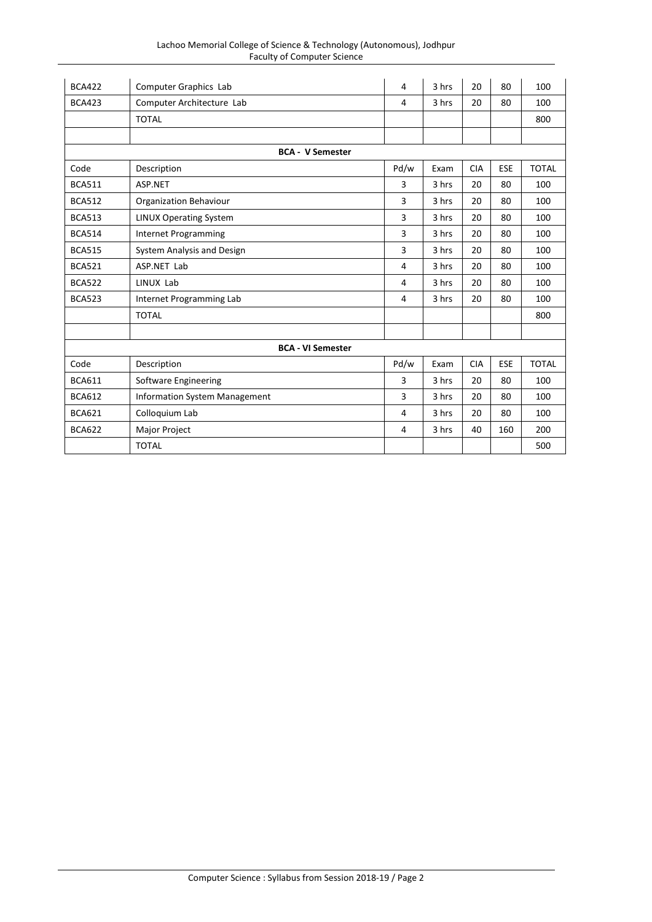| BCA422 | Computer Graphics Lab | 4 | 3 hrs | 20 | 80 | 100 |
|---|---|---|---|---|---|---|
| BCA423 | Computer Architecture Lab | 4 | 3 hrs | 20 | 80 | 100 |
| | TOTAL | | | | | 800 |
| | | | | | | |
| **BCA - V Semester** | | | | | | |
| Code | Description | Pd/w | Exam | CIA | ESE | TOTAL |
| BCA511 | ASP.NET | 3 | 3 hrs | 20 | 80 | 100 |
| BCA512 | Organization Behaviour | 3 | 3 hrs | 20 | 80 | 100 |
| BCA513 | LINUX Operating System | 3 | 3 hrs | 20 | 80 | 100 |
| BCA514 | Internet Programming | 3 | 3 hrs | 20 | 80 | 100 |
| BCA515 | System Analysis and Design | 3 | 3 hrs | 20 | 80 | 100 |
| BCA521 | ASP.NET Lab | 4 | 3 hrs | 20 | 80 | 100 |
| BCA522 | LINUX Lab | 4 | 3 hrs | 20 | 80 | 100 |
| BCA523 | Internet Programming Lab | 4 | 3 hrs | 20 | 80 | 100 |
| | TOTAL | | | | | 800 |
| | | | | | | |
| **BCA - VI Semester** | | | | | | |
| Code | Description | Pd/w | Exam | CIA | ESE | TOTAL |
| BCA611 | Software Engineering | 3 | 3 hrs | 20 | 80 | 100 |
| BCA612 | Information System Management | 3 | 3 hrs | 20 | 80 | 100 |
| BCA621 | Colloquium Lab | 4 | 3 hrs | 20 | 80 | 100 |
| BCA622 | Major Project | 4 | 3 hrs | 40 | 160 | 200 |
| | TOTAL | | | | | 500 |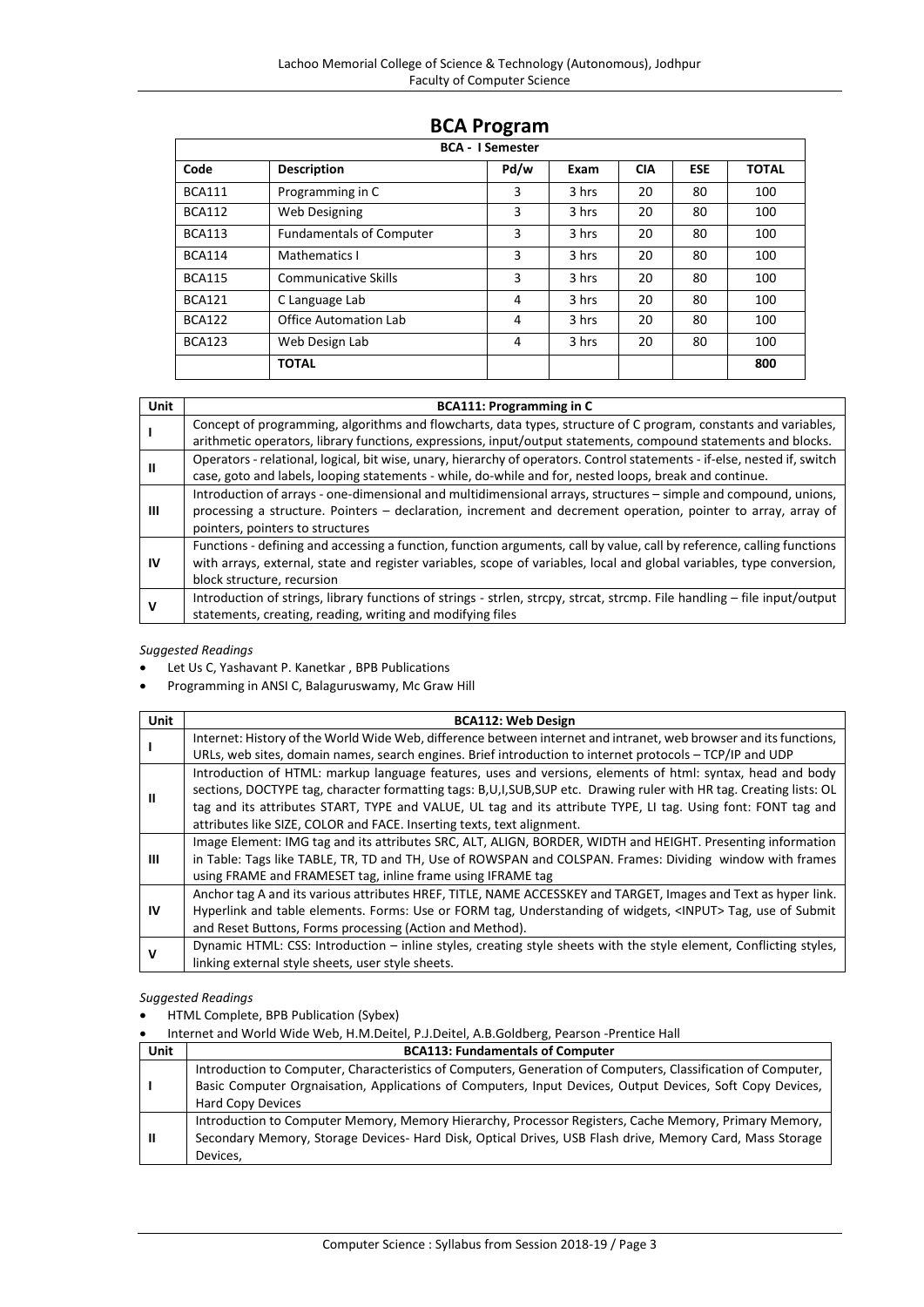# BCA Program

| BCA - I Semester | | | | | | |
|---|---|---|---|---|---|---|
| **Code** | **Description** | **Pd/w** | **Exam** | **CIA** | **ESE** | **TOTAL** |
| BCA111 | Programming in C | 3 | 3 hrs | 20 | 80 | 100 |
| BCA112 | Web Designing | 3 | 3 hrs | 20 | 80 | 100 |
| BCA113 | Fundamentals of Computer | 3 | 3 hrs | 20 | 80 | 100 |
| BCA114 | Mathematics I | 3 | 3 hrs | 20 | 80 | 100 |
| BCA115 | Communicative Skills | 3 | 3 hrs | 20 | 80 | 100 |
| BCA121 | C Language Lab | 4 | 3 hrs | 20 | 80 | 100 |
| BCA122 | Office Automation Lab | 4 | 3 hrs | 20 | 80 | 100 |
| BCA123 | Web Design Lab | 4 | 3 hrs | 20 | 80 | 100 |
| | **TOTAL** | | | | | **800** |

| Unit | BCA111: Programming in C |
|---|---|
| **I** | Concept of programming, algorithms and flowcharts, data types, structure of C program, constants and variables, arithmetic operators, library functions, expressions, input/output statements, compound statements and blocks. |
| **II** | Operators - relational, logical, bit wise, unary, hierarchy of operators. Control statements - if-else, nested if, switch case, goto and labels, looping statements - while, do-while and for, nested loops, break and continue. |
| **III** | Introduction of arrays - one-dimensional and multidimensional arrays, structures – simple and compound, unions, processing a structure. Pointers – declaration, increment and decrement operation, pointer to array, array of pointers, pointers to structures |
| **IV** | Functions - defining and accessing a function, function arguments, call by value, call by reference, calling functions with arrays, external, state and register variables, scope of variables, local and global variables, type conversion, block structure, recursion |
| **V** | Introduction of strings, library functions of strings - strlen, strcpy, strcat, strcmp. File handling – file input/output statements, creating, reading, writing and modifying files |

*Suggested Readings*

- Let Us C, Yashavant P. Kanetkar , BPB Publications
- Programming in ANSI C, Balaguruswamy, Mc Graw Hill

| Unit | BCA112: Web Design |
|---|---|
| **I** | Internet: History of the World Wide Web, difference between internet and intranet, web browser and its functions, URLs, web sites, domain names, search engines. Brief introduction to internet protocols – TCP/IP and UDP |
| **II** | Introduction of HTML: markup language features, uses and versions, elements of html: syntax, head and body sections, DOCTYPE tag, character formatting tags: B,U,I,SUB,SUP etc. Drawing ruler with HR tag. Creating lists: OL tag and its attributes START, TYPE and VALUE, UL tag and its attribute TYPE, LI tag. Using font: FONT tag and attributes like SIZE, COLOR and FACE. Inserting texts, text alignment. |
| **III** | Image Element: IMG tag and its attributes SRC, ALT, ALIGN, BORDER, WIDTH and HEIGHT. Presenting information in Table: Tags like TABLE, TR, TD and TH, Use of ROWSPAN and COLSPAN. Frames: Dividing window with frames using FRAME and FRAMESET tag, inline frame using IFRAME tag |
| **IV** | Anchor tag A and its various attributes HREF, TITLE, NAME ACCESSKEY and TARGET, Images and Text as hyper link. Hyperlink and table elements. Forms: Use or FORM tag, Understanding of widgets, <INPUT> Tag, use of Submit and Reset Buttons, Forms processing (Action and Method). |
| **V** | Dynamic HTML: CSS: Introduction – inline styles, creating style sheets with the style element, Conflicting styles, linking external style sheets, user style sheets. |

*Suggested Readings*

- HTML Complete, BPB Publication (Sybex)
- Internet and World Wide Web, H.M.Deitel, P.J.Deitel, A.B.Goldberg, Pearson -Prentice Hall

| Unit | BCA113: Fundamentals of Computer |
|---|---|
| **I** | Introduction to Computer, Characteristics of Computers, Generation of Computers, Classification of Computer, Basic Computer Orgnaisation, Applications of Computers, Input Devices, Output Devices, Soft Copy Devices, Hard Copy Devices |
| **II** | Introduction to Computer Memory, Memory Hierarchy, Processor Registers, Cache Memory, Primary Memory, Secondary Memory, Storage Devices- Hard Disk, Optical Drives, USB Flash drive, Memory Card, Mass Storage Devices, |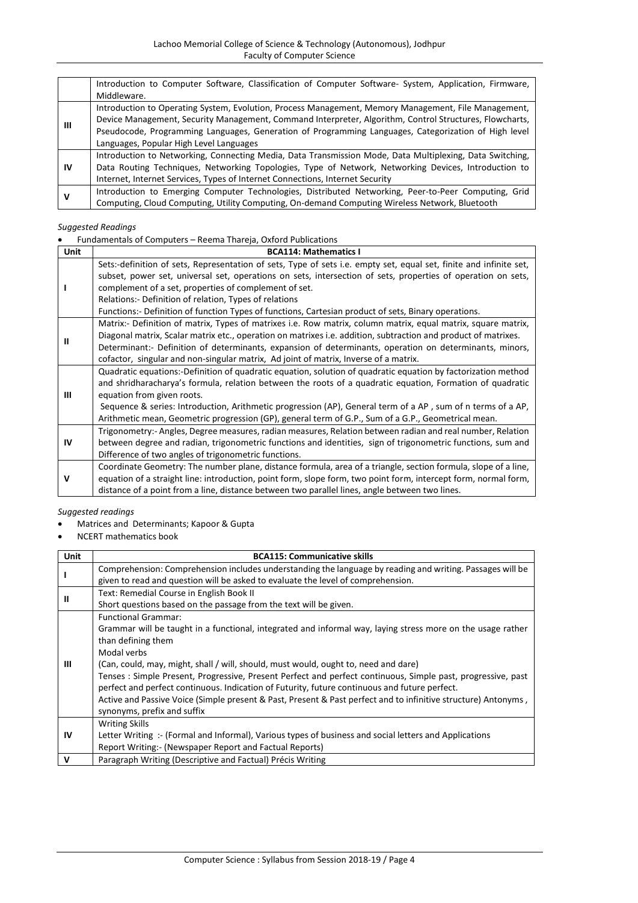| | |
|---|---|
| | Introduction to Computer Software, Classification of Computer Software- System, Application, Firmware, Middleware. |
| III | Introduction to Operating System, Evolution, Process Management, Memory Management, File Management, Device Management, Security Management, Command Interpreter, Algorithm, Control Structures, Flowcharts, Pseudocode, Programming Languages, Generation of Programming Languages, Categorization of High level Languages, Popular High Level Languages |
| IV | Introduction to Networking, Connecting Media, Data Transmission Mode, Data Multiplexing, Data Switching, Data Routing Techniques, Networking Topologies, Type of Network, Networking Devices, Introduction to Internet, Internet Services, Types of Internet Connections, Internet Security |
| V | Introduction to Emerging Computer Technologies, Distributed Networking, Peer-to-Peer Computing, Grid Computing, Cloud Computing, Utility Computing, On-demand Computing Wireless Network, Bluetooth |

*Suggested Readings*

- Fundamentals of Computers – Reema Thareja, Oxford Publications

| Unit | BCA114: Mathematics I |
|---|---|
| I | Sets:-definition of sets, Representation of sets, Type of sets i.e. empty set, equal set, finite and infinite set, subset, power set, universal set, operations on sets, intersection of sets, properties of operation on sets, complement of a set, properties of complement of set.<br>Relations:- Definition of relation, Types of relations<br>Functions:- Definition of function Types of functions, Cartesian product of sets, Binary operations. |
| II | Matrix:- Definition of matrix, Types of matrixes i.e. Row matrix, column matrix, equal matrix, square matrix, Diagonal matrix, Scalar matrix etc., operation on matrixes i.e. addition, subtraction and product of matrixes.<br>Determinant:- Definition of determinants, expansion of determinants, operation on determinants, minors, cofactor, singular and non-singular matrix, Ad joint of matrix, Inverse of a matrix. |
| III | Quadratic equations:-Definition of quadratic equation, solution of quadratic equation by factorization method and shridharacharya's formula, relation between the roots of a quadratic equation, Formation of quadratic equation from given roots.<br>Sequence & series: Introduction, Arithmetic progression (AP), General term of a AP , sum of n terms of a AP, Arithmetic mean, Geometric progression (GP), general term of G.P., Sum of a G.P., Geometrical mean. |
| IV | Trigonometry:- Angles, Degree measures, radian measures, Relation between radian and real number, Relation between degree and radian, trigonometric functions and identities, sign of trigonometric functions, sum and Difference of two angles of trigonometric functions. |
| V | Coordinate Geometry: The number plane, distance formula, area of a triangle, section formula, slope of a line, equation of a straight line: introduction, point form, slope form, two point form, intercept form, normal form, distance of a point from a line, distance between two parallel lines, angle between two lines. |

*Suggested readings*

- Matrices and Determinants; Kapoor & Gupta
- NCERT mathematics book

| Unit | BCA115: Communicative skills |
|---|---|
| I | Comprehension: Comprehension includes understanding the language by reading and writing. Passages will be given to read and question will be asked to evaluate the level of comprehension. |
| II | Text: Remedial Course in English Book II<br>Short questions based on the passage from the text will be given. |
| III | Functional Grammar:<br>Grammar will be taught in a functional, integrated and informal way, laying stress more on the usage rather than defining them<br>Modal verbs<br>(Can, could, may, might, shall / will, should, must would, ought to, need and dare)<br>Tenses : Simple Present, Progressive, Present Perfect and perfect continuous, Simple past, progressive, past perfect and perfect continuous. Indication of Futurity, future continuous and future perfect.<br>Active and Passive Voice (Simple present & Past, Present & Past perfect and to infinitive structure) Antonyms , synonyms, prefix and suffix |
| IV | Writing Skills<br>Letter Writing :- (Formal and Informal), Various types of business and social letters and Applications<br>Report Writing:- (Newspaper Report and Factual Reports) |
| V | Paragraph Writing (Descriptive and Factual) Précis Writing |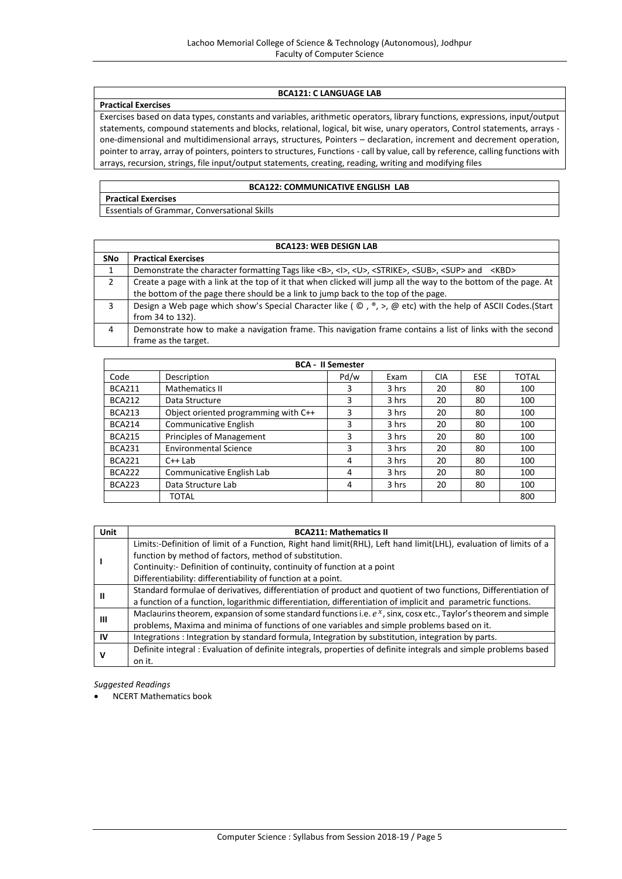| BCA121: C LANGUAGE LAB |
|---|
| **Practical Exercises** |
| Exercises based on data types, constants and variables, arithmetic operators, library functions, expressions, input/output statements, compound statements and blocks, relational, logical, bit wise, unary operators, Control statements, arrays - one-dimensional and multidimensional arrays, structures, Pointers – declaration, increment and decrement operation, pointer to array, array of pointers, pointers to structures, Functions - call by value, call by reference, calling functions with arrays, recursion, strings, file input/output statements, creating, reading, writing and modifying files |

| BCA122: COMMUNICATIVE ENGLISH LAB |
|---|
| **Practical Exercises** |
| Essentials of Grammar, Conversational Skills |

| BCA123: WEB DESIGN LAB | |
|---|---|
| **SNo** | **Practical Exercises** |
| 1 | Demonstrate the character formatting Tags like <B>, <I>, <U>, <STRIKE>, <SUB>, <SUP> and <KBD> |
| 2 | Create a page with a link at the top of it that when clicked will jump all the way to the bottom of the page. At the bottom of the page there should be a link to jump back to the top of the page. |
| 3 | Design a Web page which show's Special Character like ( ©, ®, >, @ etc) with the help of ASCII Codes.(Start from 34 to 132). |
| 4 | Demonstrate how to make a navigation frame. This navigation frame contains a list of links with the second frame as the target. |

| BCA - II Semester | | | | | | |
|---|---|---|---|---|---|---|
| Code | Description | Pd/w | Exam | CIA | ESE | TOTAL |
| BCA211 | Mathematics II | 3 | 3 hrs | 20 | 80 | 100 |
| BCA212 | Data Structure | 3 | 3 hrs | 20 | 80 | 100 |
| BCA213 | Object oriented programming with C++ | 3 | 3 hrs | 20 | 80 | 100 |
| BCA214 | Communicative English | 3 | 3 hrs | 20 | 80 | 100 |
| BCA215 | Principles of Management | 3 | 3 hrs | 20 | 80 | 100 |
| BCA231 | Environmental Science | 3 | 3 hrs | 20 | 80 | 100 |
| BCA221 | C++ Lab | 4 | 3 hrs | 20 | 80 | 100 |
| BCA222 | Communicative English Lab | 4 | 3 hrs | 20 | 80 | 100 |
| BCA223 | Data Structure Lab | 4 | 3 hrs | 20 | 80 | 100 |
| | TOTAL | | | | | 800 |

| Unit | BCA211: Mathematics II |
|---|---|
| **I** | Limits:-Definition of limit of a Function, Right hand limit(RHL), Left hand limit(LHL), evaluation of limits of a function by method of factors, method of substitution.<br>Continuity:- Definition of continuity, continuity of function at a point<br>Differentiability: differentiability of function at a point. |
| **II** | Standard formulae of derivatives, differentiation of product and quotient of two functions, Differentiation of a function of a function, logarithmic differentiation, differentiation of implicit and parametric functions. |
| **III** | Maclaurins theorem, expansion of some standard functions i.e. $e^x$, sinx, cosx etc., Taylor's theorem and simple problems, Maxima and minima of functions of one variables and simple problems based on it. |
| **IV** | Integrations : Integration by standard formula, Integration by substitution, integration by parts. |
| **V** | Definite integral : Evaluation of definite integrals, properties of definite integrals and simple problems based on it. |

*Suggested Readings*

- NCERT Mathematics book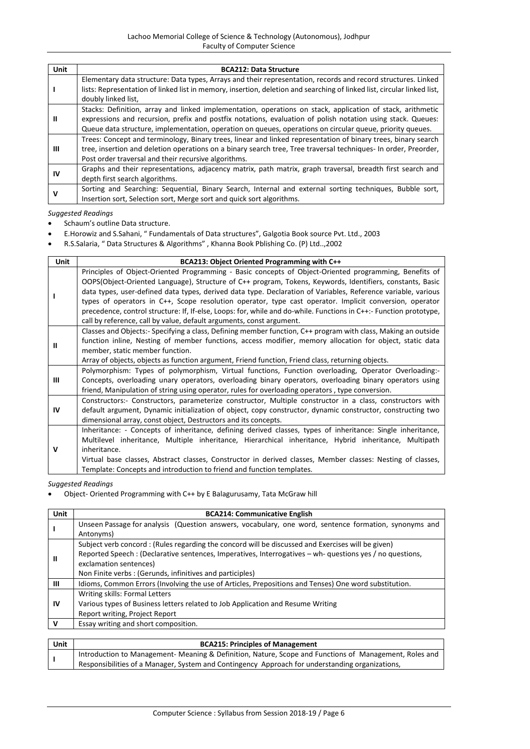| Unit | BCA212: Data Structure |
|---|---|
| I | Elementary data structure: Data types, Arrays and their representation, records and record structures. Linked lists: Representation of linked list in memory, insertion, deletion and searching of linked list, circular linked list, doubly linked list, |
| II | Stacks: Definition, array and linked implementation, operations on stack, application of stack, arithmetic expressions and recursion, prefix and postfix notations, evaluation of polish notation using stack. Queues: Queue data structure, implementation, operation on queues, operations on circular queue, priority queues. |
| III | Trees: Concept and terminology, Binary trees, linear and linked representation of binary trees, binary search tree, insertion and deletion operations on a binary search tree, Tree traversal techniques- In order, Preorder, Post order traversal and their recursive algorithms. |
| IV | Graphs and their representations, adjacency matrix, path matrix, graph traversal, breadth first search and depth first search algorithms. |
| V | Sorting and Searching: Sequential, Binary Search, Internal and external sorting techniques, Bubble sort, Insertion sort, Selection sort, Merge sort and quick sort algorithms. |

*Suggested Readings*

- Schaum's outline Data structure.
- E.Horowiz and S.Sahani, " Fundamentals of Data structures", Galgotia Book source Pvt. Ltd., 2003
- R.S.Salaria, " Data Structures & Algorithms" , Khanna Book Pblishing Co. (P) Ltd..,2002

| Unit | BCA213: Object Oriented Programming with C++ |
|---|---|
| I | Principles of Object-Oriented Programming - Basic concepts of Object-Oriented programming, Benefits of OOPS(Object-Oriented Language), Structure of C++ program, Tokens, Keywords, Identifiers, constants, Basic data types, user-defined data types, derived data type. Declaration of Variables, Reference variable, various types of operators in C++, Scope resolution operator, type cast operator. Implicit conversion, operator precedence, control structure: If, If-else, Loops: for, while and do-while. Functions in C++:- Function prototype, call by reference, call by value, default arguments, const argument. |
| II | Classes and Objects:- Specifying a class, Defining member function, C++ program with class, Making an outside function inline, Nesting of member functions, access modifier, memory allocation for object, static data member, static member function.<br>Array of objects, objects as function argument, Friend function, Friend class, returning objects. |
| III | Polymorphism: Types of polymorphism, Virtual functions, Function overloading, Operator Overloading:- Concepts, overloading unary operators, overloading binary operators, overloading binary operators using friend, Manipulation of string using operator, rules for overloading operators , type conversion. |
| IV | Constructors:- Constructors, parameterize constructor, Multiple constructor in a class, constructors with default argument, Dynamic initialization of object, copy constructor, dynamic constructor, constructing two dimensional array, const object, Destructors and its concepts. |
| V | Inheritance: - Concepts of inheritance, defining derived classes, types of inheritance: Single inheritance, Multilevel inheritance, Multiple inheritance, Hierarchical inheritance, Hybrid inheritance, Multipath inheritance.<br>Virtual base classes, Abstract classes, Constructor in derived classes, Member classes: Nesting of classes, Template: Concepts and introduction to friend and function templates. |

*Suggested Readings*

- Object- Oriented Programming with C++ by E Balagurusamy, Tata McGraw hill

| Unit | BCA214: Communicative English |
|---|---|
| I | Unseen Passage for analysis (Question answers, vocabulary, one word, sentence formation, synonyms and Antonyms) |
| II | Subject verb concord : (Rules regarding the concord will be discussed and Exercises will be given)<br>Reported Speech : (Declarative sentences, Imperatives, Interrogatives – wh- questions yes / no questions, exclamation sentences)<br>Non Finite verbs : (Gerunds, infinitives and participles) |
| III | Idioms, Common Errors (Involving the use of Articles, Prepositions and Tenses) One word substitution. |
| IV | Writing skills: Formal Letters<br>Various types of Business letters related to Job Application and Resume Writing<br>Report writing, Project Report |
| V | Essay writing and short composition. |

| Unit | BCA215: Principles of Management |
|---|---|
| I | Introduction to Management- Meaning & Definition, Nature, Scope and Functions of Management, Roles and Responsibilities of a Manager, System and Contingency Approach for understanding organizations, |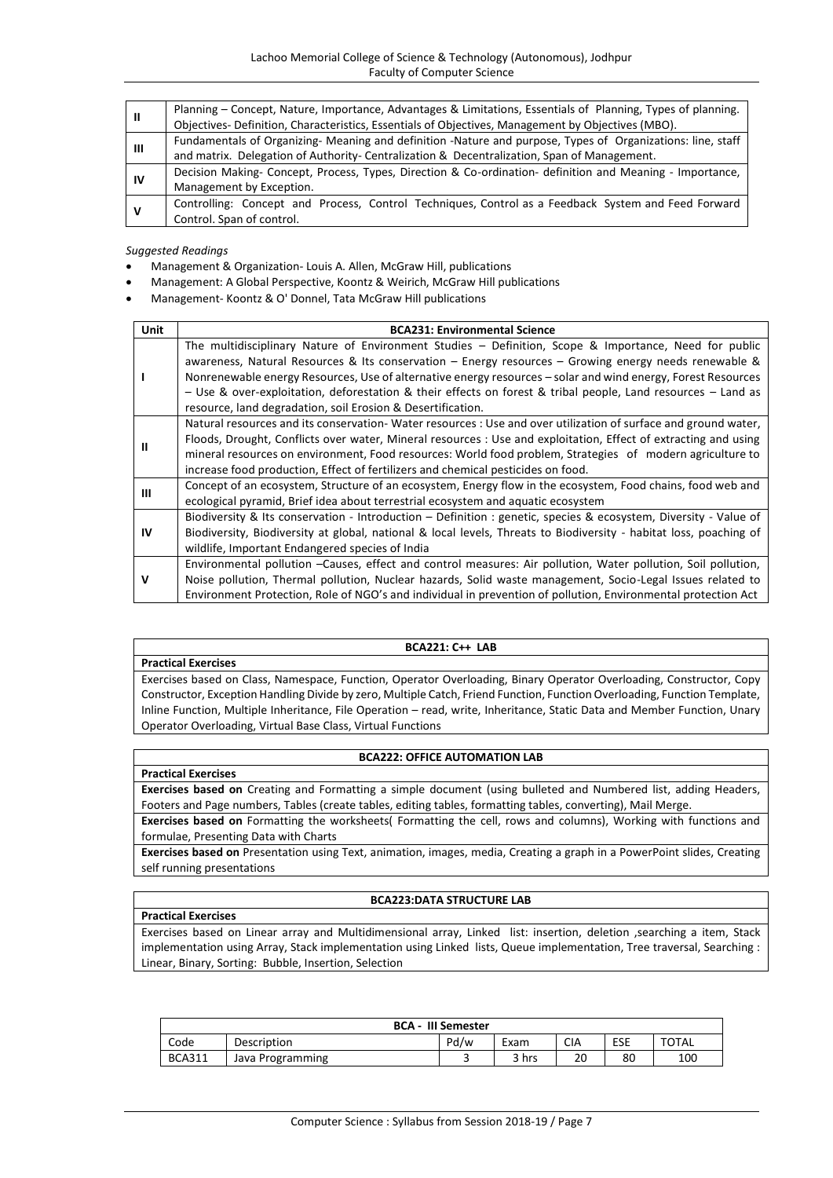| | |
|---|---|
| II | Planning – Concept, Nature, Importance, Advantages & Limitations, Essentials of Planning, Types of planning. Objectives- Definition, Characteristics, Essentials of Objectives, Management by Objectives (MBO). |
| III | Fundamentals of Organizing- Meaning and definition -Nature and purpose, Types of Organizations: line, staff and matrix. Delegation of Authority- Centralization & Decentralization, Span of Management. |
| IV | Decision Making- Concept, Process, Types, Direction & Co-ordination- definition and Meaning - Importance, Management by Exception. |
| V | Controlling: Concept and Process, Control Techniques, Control as a Feedback System and Feed Forward Control. Span of control. |

*Suggested Readings*

- Management & Organization- Louis A. Allen, McGraw Hill, publications
- Management: A Global Perspective, Koontz & Weirich, McGraw Hill publications
- Management- Koontz & O' Donnel, Tata McGraw Hill publications

| Unit | BCA231: Environmental Science |
|---|---|
| I | The multidisciplinary Nature of Environment Studies – Definition, Scope & Importance, Need for public awareness, Natural Resources & Its conservation – Energy resources – Growing energy needs renewable & Nonrenewable energy Resources, Use of alternative energy resources – solar and wind energy, Forest Resources – Use & over-exploitation, deforestation & their effects on forest & tribal people, Land resources – Land as resource, land degradation, soil Erosion & Desertification. |
| II | Natural resources and its conservation- Water resources : Use and over utilization of surface and ground water, Floods, Drought, Conflicts over water, Mineral resources : Use and exploitation, Effect of extracting and using mineral resources on environment, Food resources: World food problem, Strategies of modern agriculture to increase food production, Effect of fertilizers and chemical pesticides on food. |
| III | Concept of an ecosystem, Structure of an ecosystem, Energy flow in the ecosystem, Food chains, food web and ecological pyramid, Brief idea about terrestrial ecosystem and aquatic ecosystem |
| IV | Biodiversity & Its conservation - Introduction – Definition : genetic, species & ecosystem, Diversity - Value of Biodiversity, Biodiversity at global, national & local levels, Threats to Biodiversity - habitat loss, poaching of wildlife, Important Endangered species of India |
| V | Environmental pollution –Causes, effect and control measures: Air pollution, Water pollution, Soil pollution, Noise pollution, Thermal pollution, Nuclear hazards, Solid waste management, Socio-Legal Issues related to Environment Protection, Role of NGO's and individual in prevention of pollution, Environmental protection Act |

| BCA221: C++ LAB |
|---|
| **Practical Exercises** |
| Exercises based on Class, Namespace, Function, Operator Overloading, Binary Operator Overloading, Constructor, Copy Constructor, Exception Handling Divide by zero, Multiple Catch, Friend Function, Function Overloading, Function Template, Inline Function, Multiple Inheritance, File Operation – read, write, Inheritance, Static Data and Member Function, Unary Operator Overloading, Virtual Base Class, Virtual Functions |

| BCA222: OFFICE AUTOMATION LAB |
|---|
| **Practical Exercises** |
| **Exercises based on** Creating and Formatting a simple document (using bulleted and Numbered list, adding Headers, Footers and Page numbers, Tables (create tables, editing tables, formatting tables, converting), Mail Merge. |
| **Exercises based on** Formatting the worksheets( Formatting the cell, rows and columns), Working with functions and formulae, Presenting Data with Charts |
| **Exercises based on** Presentation using Text, animation, images, media, Creating a graph in a PowerPoint slides, Creating self running presentations |

| BCA223:DATA STRUCTURE LAB |
|---|
| **Practical Exercises** |
| Exercises based on Linear array and Multidimensional array, Linked list: insertion, deletion ,searching a item, Stack implementation using Array, Stack implementation using Linked lists, Queue implementation, Tree traversal, Searching : Linear, Binary, Sorting: Bubble, Insertion, Selection |

| BCA - III Semester | | | | | | |
|---|---|---|---|---|---|---|
| Code | Description | Pd/w | Exam | CIA | ESE | TOTAL |
| BCA311 | Java Programming | 3 | 3 hrs | 20 | 80 | 100 |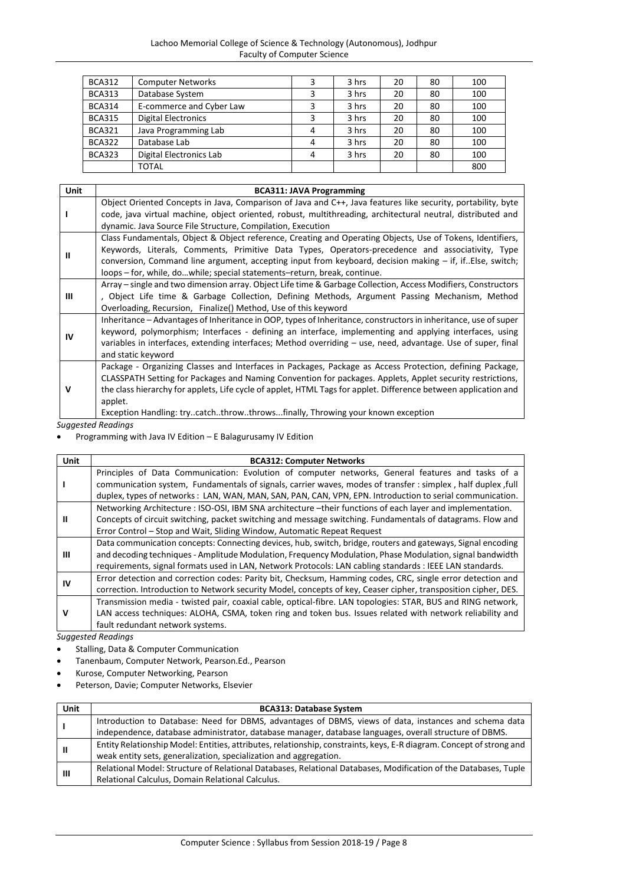| BCA312 | Computer Networks | 3 | 3 hrs | 20 | 80 | 100 |
|---|---|---|---|---|---|---|
| BCA313 | Database System | 3 | 3 hrs | 20 | 80 | 100 |
| BCA314 | E-commerce and Cyber Law | 3 | 3 hrs | 20 | 80 | 100 |
| BCA315 | Digital Electronics | 3 | 3 hrs | 20 | 80 | 100 |
| BCA321 | Java Programming Lab | 4 | 3 hrs | 20 | 80 | 100 |
| BCA322 | Database Lab | 4 | 3 hrs | 20 | 80 | 100 |
| BCA323 | Digital Electronics Lab | 4 | 3 hrs | 20 | 80 | 100 |
| | TOTAL | | | | | 800 |

| Unit | BCA311: JAVA Programming |
|---|---|
| I | Object Oriented Concepts in Java, Comparison of Java and C++, Java features like security, portability, byte code, java virtual machine, object oriented, robust, multithreading, architectural neutral, distributed and dynamic. Java Source File Structure, Compilation, Execution |
| II | Class Fundamentals, Object & Object reference, Creating and Operating Objects, Use of Tokens, Identifiers, Keywords, Literals, Comments, Primitive Data Types, Operators-precedence and associativity, Type conversion, Command line argument, accepting input from keyboard, decision making – if, if..Else, switch; loops – for, while, do…while; special statements–return, break, continue. |
| III | Array – single and two dimension array. Object Life time & Garbage Collection, Access Modifiers, Constructors , Object Life time & Garbage Collection, Defining Methods, Argument Passing Mechanism, Method Overloading, Recursion, Finalize() Method, Use of this keyword |
| IV | Inheritance – Advantages of Inheritance in OOP, types of Inheritance, constructors in inheritance, use of super keyword, polymorphism; Interfaces - defining an interface, implementing and applying interfaces, using variables in interfaces, extending interfaces; Method overriding – use, need, advantage. Use of super, final and static keyword |
| V | Package - Organizing Classes and Interfaces in Packages, Package as Access Protection, defining Package, CLASSPATH Setting for Packages and Naming Convention for packages. Applets, Applet security restrictions, the class hierarchy for applets, Life cycle of applet, HTML Tags for applet. Difference between application and applet.<br>Exception Handling: try..catch..throw..throws...finally, Throwing your known exception |

*Suggested Readings*

- Programming with Java IV Edition – E Balagurusamy IV Edition

| Unit | BCA312: Computer Networks |
|---|---|
| I | Principles of Data Communication: Evolution of computer networks, General features and tasks of a communication system, Fundamentals of signals, carrier waves, modes of transfer : simplex , half duplex ,full duplex, types of networks : LAN, WAN, MAN, SAN, PAN, CAN, VPN, EPN. Introduction to serial communication. |
| II | Networking Architecture : ISO-OSI, IBM SNA architecture –their functions of each layer and implementation. Concepts of circuit switching, packet switching and message switching. Fundamentals of datagrams. Flow and Error Control – Stop and Wait, Sliding Window, Automatic Repeat Request |
| III | Data communication concepts: Connecting devices, hub, switch, bridge, routers and gateways, Signal encoding and decoding techniques - Amplitude Modulation, Frequency Modulation, Phase Modulation, signal bandwidth requirements, signal formats used in LAN, Network Protocols: LAN cabling standards : IEEE LAN standards. |
| IV | Error detection and correction codes: Parity bit, Checksum, Hamming codes, CRC, single error detection and correction. Introduction to Network security Model, concepts of key, Ceaser cipher, transposition cipher, DES. |
| V | Transmission media - twisted pair, coaxial cable, optical-fibre. LAN topologies: STAR, BUS and RING network, LAN access techniques: ALOHA, CSMA, token ring and token bus. Issues related with network reliability and fault redundant network systems. |

*Suggested Readings*

- Stalling, Data & Computer Communication
- Tanenbaum, Computer Network, Pearson.Ed., Pearson
- Kurose, Computer Networking, Pearson
- Peterson, Davie; Computer Networks, Elsevier

| Unit | BCA313: Database System |
|---|---|
| I | Introduction to Database: Need for DBMS, advantages of DBMS, views of data, instances and schema data independence, database administrator, database manager, database languages, overall structure of DBMS. |
| II | Entity Relationship Model: Entities, attributes, relationship, constraints, keys, E-R diagram. Concept of strong and weak entity sets, generalization, specialization and aggregation. |
| III | Relational Model: Structure of Relational Databases, Relational Databases, Modification of the Databases, Tuple Relational Calculus, Domain Relational Calculus. |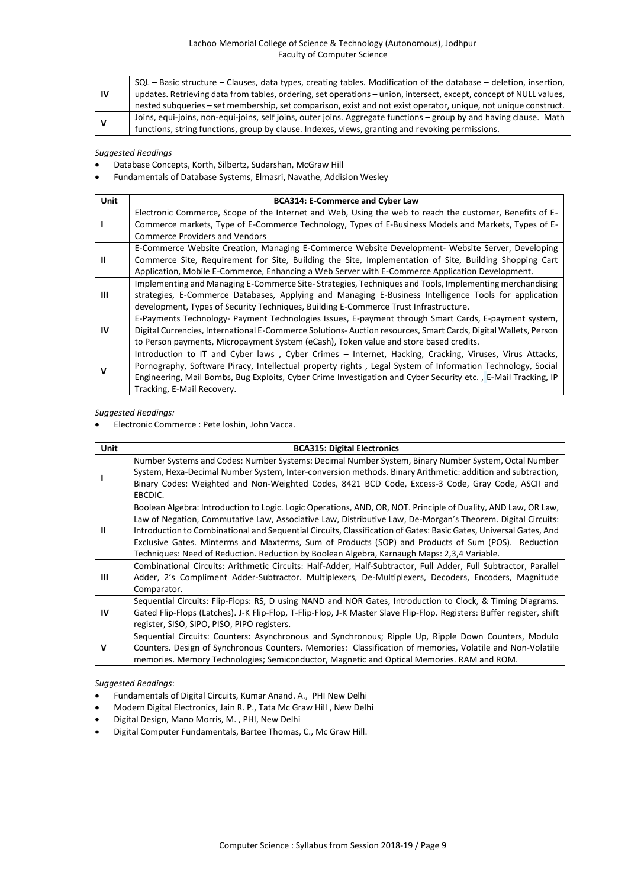| | |
|---|---|
| IV | SQL – Basic structure – Clauses, data types, creating tables. Modification of the database – deletion, insertion, updates. Retrieving data from tables, ordering, set operations – union, intersect, except, concept of NULL values, nested subqueries – set membership, set comparison, exist and not exist operator, unique, not unique construct. |
| V | Joins, equi-joins, non-equi-joins, self joins, outer joins. Aggregate functions – group by and having clause. Math functions, string functions, group by clause. Indexes, views, granting and revoking permissions. |

*Suggested Readings*

- Database Concepts, Korth, Silbertz, Sudarshan, McGraw Hill
- Fundamentals of Database Systems, Elmasri, Navathe, Addision Wesley

| Unit | BCA314: E-Commerce and Cyber Law |
|---|---|
| I | Electronic Commerce, Scope of the Internet and Web, Using the web to reach the customer, Benefits of E-Commerce markets, Type of E-Commerce Technology, Types of E-Business Models and Markets, Types of E-Commerce Providers and Vendors |
| II | E-Commerce Website Creation, Managing E-Commerce Website Development- Website Server, Developing Commerce Site, Requirement for Site, Building the Site, Implementation of Site, Building Shopping Cart Application, Mobile E-Commerce, Enhancing a Web Server with E-Commerce Application Development. |
| III | Implementing and Managing E-Commerce Site- Strategies, Techniques and Tools, Implementing merchandising strategies, E-Commerce Databases, Applying and Managing E-Business Intelligence Tools for application development, Types of Security Techniques, Building E-Commerce Trust Infrastructure. |
| IV | E-Payments Technology- Payment Technologies Issues, E-payment through Smart Cards, E-payment system, Digital Currencies, International E-Commerce Solutions- Auction resources, Smart Cards, Digital Wallets, Person to Person payments, Micropayment System (eCash), Token value and store based credits. |
| V | Introduction to IT and Cyber laws , Cyber Crimes – Internet, Hacking, Cracking, Viruses, Virus Attacks, Pornography, Software Piracy, Intellectual property rights , Legal System of Information Technology, Social Engineering, Mail Bombs, Bug Exploits, Cyber Crime Investigation and Cyber Security etc. , E-Mail Tracking, IP Tracking, E-Mail Recovery. |

*Suggested Readings:*

- Electronic Commerce : Pete loshin, John Vacca.

| Unit | BCA315: Digital Electronics |
|---|---|
| I | Number Systems and Codes: Number Systems: Decimal Number System, Binary Number System, Octal Number System, Hexa-Decimal Number System, Inter-conversion methods. Binary Arithmetic: addition and subtraction, Binary Codes: Weighted and Non-Weighted Codes, 8421 BCD Code, Excess-3 Code, Gray Code, ASCII and EBCDIC. |
| II | Boolean Algebra: Introduction to Logic. Logic Operations, AND, OR, NOT. Principle of Duality, AND Law, OR Law, Law of Negation, Commutative Law, Associative Law, Distributive Law, De-Morgan's Theorem. Digital Circuits: Introduction to Combinational and Sequential Circuits, Classification of Gates: Basic Gates, Universal Gates, And Exclusive Gates. Minterms and Maxterms, Sum of Products (SOP) and Products of Sum (POS). Reduction Techniques: Need of Reduction. Reduction by Boolean Algebra, Karnaugh Maps: 2,3,4 Variable. |
| III | Combinational Circuits: Arithmetic Circuits: Half-Adder, Half-Subtractor, Full Adder, Full Subtractor, Parallel Adder, 2's Compliment Adder-Subtractor. Multiplexers, De-Multiplexers, Decoders, Encoders, Magnitude Comparator. |
| IV | Sequential Circuits: Flip-Flops: RS, D using NAND and NOR Gates, Introduction to Clock, & Timing Diagrams. Gated Flip-Flops (Latches). J-K Flip-Flop, T-Flip-Flop, J-K Master Slave Flip-Flop. Registers: Buffer register, shift register, SISO, SIPO, PISO, PIPO registers. |
| V | Sequential Circuits: Counters: Asynchronous and Synchronous; Ripple Up, Ripple Down Counters, Modulo Counters. Design of Synchronous Counters. Memories: Classification of memories, Volatile and Non-Volatile memories. Memory Technologies; Semiconductor, Magnetic and Optical Memories. RAM and ROM. |

*Suggested Readings*:

- Fundamentals of Digital Circuits, Kumar Anand. A., PHI New Delhi
- Modern Digital Electronics, Jain R. P., Tata Mc Graw Hill , New Delhi
- Digital Design, Mano Morris, M. , PHI, New Delhi
- Digital Computer Fundamentals, Bartee Thomas, C., Mc Graw Hill.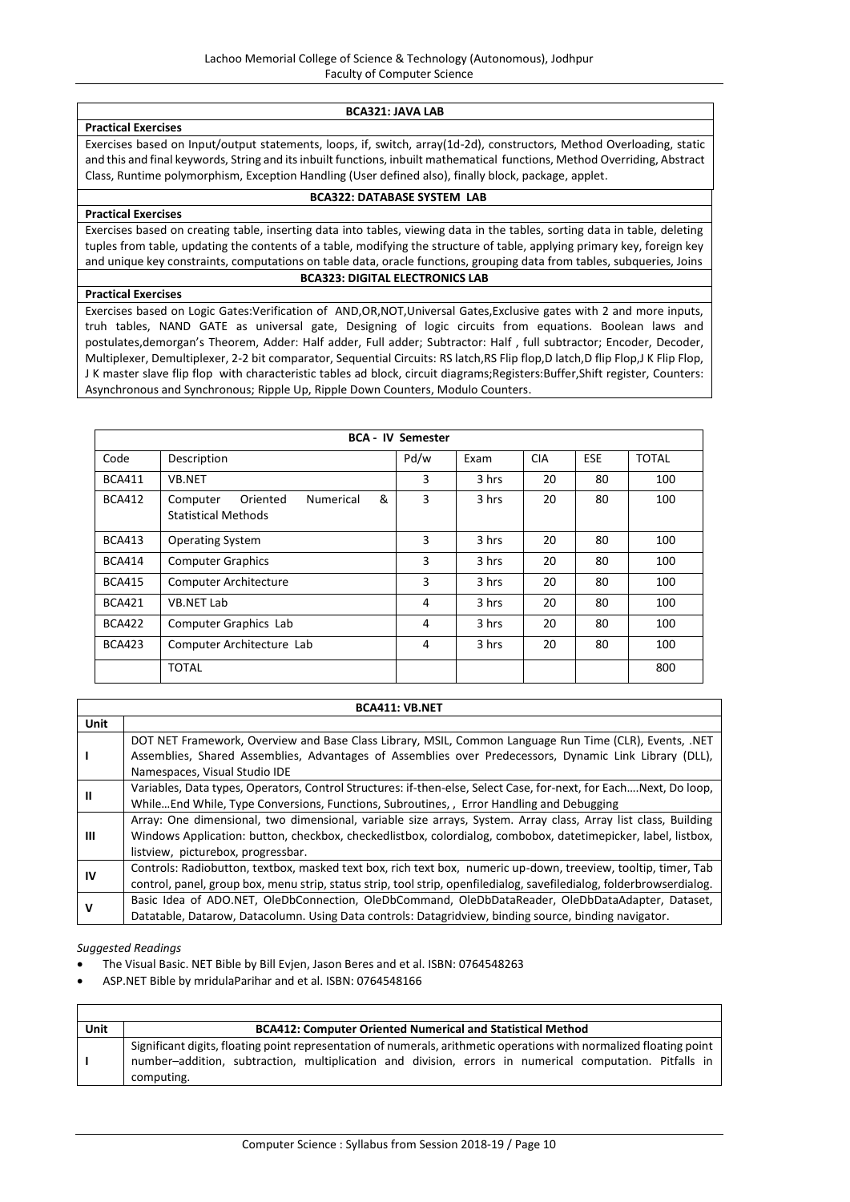### BCA321: JAVA LAB

**Practical Exercises**

Exercises based on Input/output statements, loops, if, switch, array(1d-2d), constructors, Method Overloading, static and this and final keywords, String and its inbuilt functions, inbuilt mathematical functions, Method Overriding, Abstract Class, Runtime polymorphism, Exception Handling (User defined also), finally block, package, applet.

### BCA322: DATABASE SYSTEM LAB

**Practical Exercises**

Exercises based on creating table, inserting data into tables, viewing data in the tables, sorting data in table, deleting tuples from table, updating the contents of a table, modifying the structure of table, applying primary key, foreign key and unique key constraints, computations on table data, oracle functions, grouping data from tables, subqueries, Joins

### BCA323: DIGITAL ELECTRONICS LAB

**Practical Exercises**

Exercises based on Logic Gates:Verification of AND,OR,NOT,Universal Gates,Exclusive gates with 2 and more inputs, truh tables, NAND GATE as universal gate, Designing of logic circuits from equations. Boolean laws and postulates,demorgan's Theorem, Adder: Half adder, Full adder; Subtractor: Half , full subtractor; Encoder, Decoder, Multiplexer, Demultiplexer, 2-2 bit comparator, Sequential Circuits: RS latch,RS Flip flop,D latch,D flip Flop,J K Flip Flop, J K master slave flip flop with characteristic tables ad block, circuit diagrams;Registers:Buffer,Shift register, Counters: Asynchronous and Synchronous; Ripple Up, Ripple Down Counters, Modulo Counters.

## BCA - IV Semester

| Code | Description | Pd/w | Exam | CIA | ESE | TOTAL |
|---|---|---|---|---|---|---|
| BCA411 | VB.NET | 3 | 3 hrs | 20 | 80 | 100 |
| BCA412 | Computer Oriented Numerical & Statistical Methods | 3 | 3 hrs | 20 | 80 | 100 |
| BCA413 | Operating System | 3 | 3 hrs | 20 | 80 | 100 |
| BCA414 | Computer Graphics | 3 | 3 hrs | 20 | 80 | 100 |
| BCA415 | Computer Architecture | 3 | 3 hrs | 20 | 80 | 100 |
| BCA421 | VB.NET Lab | 4 | 3 hrs | 20 | 80 | 100 |
| BCA422 | Computer Graphics Lab | 4 | 3 hrs | 20 | 80 | 100 |
| BCA423 | Computer Architecture Lab | 4 | 3 hrs | 20 | 80 | 100 |
| | TOTAL | | | | | 800 |

### BCA411: VB.NET

| Unit | |
|---|---|
| I | DOT NET Framework, Overview and Base Class Library, MSIL, Common Language Run Time (CLR), Events, .NET Assemblies, Shared Assemblies, Advantages of Assemblies over Predecessors, Dynamic Link Library (DLL), Namespaces, Visual Studio IDE |
| II | Variables, Data types, Operators, Control Structures: if-then-else, Select Case, for-next, for Each….Next, Do loop, While…End While, Type Conversions, Functions, Subroutines, , Error Handling and Debugging |
| III | Array: One dimensional, two dimensional, variable size arrays, System. Array class, Array list class, Building Windows Application: button, checkbox, checkedlistbox, colordialog, combobox, datetimepicker, label, listbox, listview, picturebox, progressbar. |
| IV | Controls: Radiobutton, textbox, masked text box, rich text box, numeric up-down, treeview, tooltip, timer, Tab control, panel, group box, menu strip, status strip, tool strip, openfiledialog, savefiledialog, folderbrowserdialog. |
| V | Basic Idea of ADO.NET, OleDbConnection, OleDbCommand, OleDbDataReader, OleDbDataAdapter, Dataset, Datatable, Datarow, Datacolumn. Using Data controls: Datagridview, binding source, binding navigator. |

*Suggested Readings*

- The Visual Basic. NET Bible by Bill Evjen, Jason Beres and et al. ISBN: 0764548263
- ASP.NET Bible by mridulaParihar and et al. ISBN: 0764548166

| Unit | BCA412: Computer Oriented Numerical and Statistical Method |
|---|---|
| I | Significant digits, floating point representation of numerals, arithmetic operations with normalized floating point number–addition, subtraction, multiplication and division, errors in numerical computation. Pitfalls in computing. |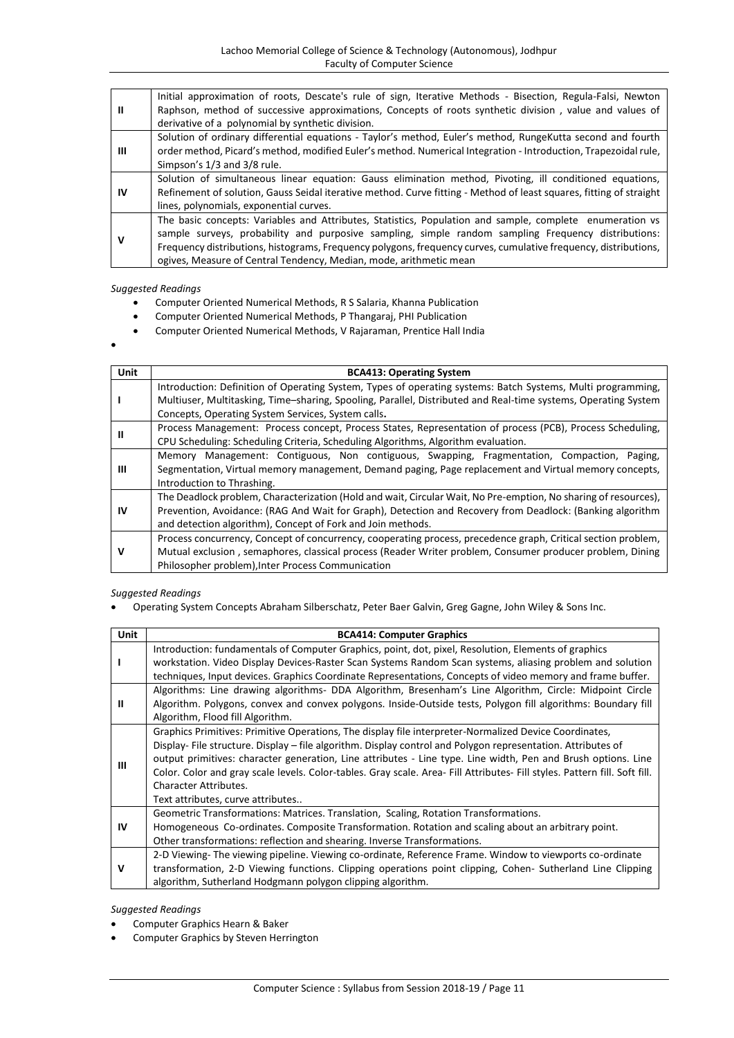| | |
|---|---|
| **II** | Initial approximation of roots, Descate's rule of sign, Iterative Methods - Bisection, Regula-Falsi, Newton Raphson, method of successive approximations, Concepts of roots synthetic division , value and values of derivative of a polynomial by synthetic division. |
| **III** | Solution of ordinary differential equations - Taylor's method, Euler's method, RungeKutta second and fourth order method, Picard's method, modified Euler's method. Numerical Integration - Introduction, Trapezoidal rule, Simpson's 1/3 and 3/8 rule. |
| **IV** | Solution of simultaneous linear equation: Gauss elimination method, Pivoting, ill conditioned equations, Refinement of solution, Gauss Seidal iterative method. Curve fitting - Method of least squares, fitting of straight lines, polynomials, exponential curves. |
| **V** | The basic concepts: Variables and Attributes, Statistics, Population and sample, complete enumeration vs sample surveys, probability and purposive sampling, simple random sampling Frequency distributions: Frequency distributions, histograms, Frequency polygons, frequency curves, cumulative frequency, distributions, ogives, Measure of Central Tendency, Median, mode, arithmetic mean |

*Suggested Readings*

- Computer Oriented Numerical Methods, R S Salaria, Khanna Publication
- Computer Oriented Numerical Methods, P Thangaraj, PHI Publication
- Computer Oriented Numerical Methods, V Rajaraman, Prentice Hall India

| Unit | BCA413: Operating System |
|---|---|
| **I** | Introduction: Definition of Operating System, Types of operating systems: Batch Systems, Multi programming, Multiuser, Multitasking, Time–sharing, Spooling, Parallel, Distributed and Real-time systems, Operating System Concepts, Operating System Services, System calls**.** |
| **II** | Process Management: Process concept, Process States, Representation of process (PCB), Process Scheduling, CPU Scheduling: Scheduling Criteria, Scheduling Algorithms, Algorithm evaluation. |
| **III** | Memory Management: Contiguous, Non contiguous, Swapping, Fragmentation, Compaction, Paging, Segmentation, Virtual memory management, Demand paging, Page replacement and Virtual memory concepts, Introduction to Thrashing. |
| **IV** | The Deadlock problem, Characterization (Hold and wait, Circular Wait, No Pre-emption, No sharing of resources), Prevention, Avoidance: (RAG And Wait for Graph), Detection and Recovery from Deadlock: (Banking algorithm and detection algorithm), Concept of Fork and Join methods. |
| **V** | Process concurrency, Concept of concurrency, cooperating process, precedence graph, Critical section problem, Mutual exclusion , semaphores, classical process (Reader Writer problem, Consumer producer problem, Dining Philosopher problem),Inter Process Communication |

*Suggested Readings*

- Operating System Concepts Abraham Silberschatz, Peter Baer Galvin, Greg Gagne, John Wiley & Sons Inc.

| Unit | BCA414: Computer Graphics |
|---|---|
| **I** | Introduction: fundamentals of Computer Graphics, point, dot, pixel, Resolution, Elements of graphics workstation. Video Display Devices-Raster Scan Systems Random Scan systems, aliasing problem and solution techniques, Input devices. Graphics Coordinate Representations, Concepts of video memory and frame buffer. |
| **II** | Algorithms: Line drawing algorithms- DDA Algorithm, Bresenham's Line Algorithm, Circle: Midpoint Circle Algorithm. Polygons, convex and convex polygons. Inside-Outside tests, Polygon fill algorithms: Boundary fill Algorithm, Flood fill Algorithm. |
| **III** | Graphics Primitives: Primitive Operations, The display file interpreter-Normalized Device Coordinates, Display- File structure. Display – file algorithm. Display control and Polygon representation. Attributes of output primitives: character generation, Line attributes - Line type. Line width, Pen and Brush options. Line Color. Color and gray scale levels. Color-tables. Gray scale. Area- Fill Attributes- Fill styles. Pattern fill. Soft fill. Character Attributes. Text attributes, curve attributes.. |
| **IV** | Geometric Transformations: Matrices. Translation, Scaling, Rotation Transformations. Homogeneous Co-ordinates. Composite Transformation. Rotation and scaling about an arbitrary point. Other transformations: reflection and shearing. Inverse Transformations. |
| **V** | 2-D Viewing- The viewing pipeline. Viewing co-ordinate, Reference Frame. Window to viewports co-ordinate transformation, 2-D Viewing functions. Clipping operations point clipping, Cohen- Sutherland Line Clipping algorithm, Sutherland Hodgmann polygon clipping algorithm. |

*Suggested Readings*

- Computer Graphics Hearn & Baker
- Computer Graphics by Steven Herrington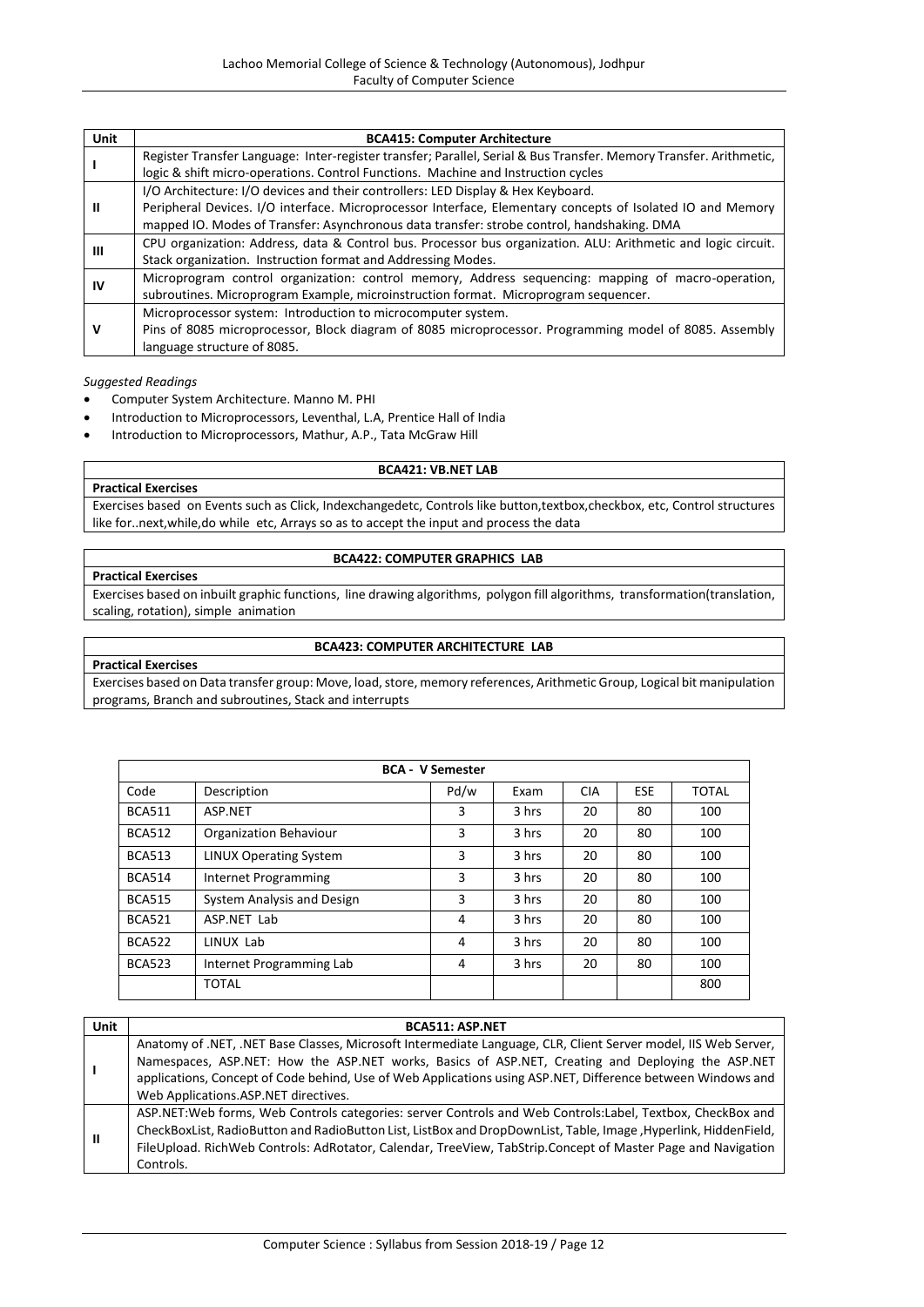| Unit | BCA415: Computer Architecture |
|---|---|
| I | Register Transfer Language: Inter-register transfer; Parallel, Serial & Bus Transfer. Memory Transfer. Arithmetic, logic & shift micro-operations. Control Functions. Machine and Instruction cycles |
| II | I/O Architecture: I/O devices and their controllers: LED Display & Hex Keyboard. Peripheral Devices. I/O interface. Microprocessor Interface, Elementary concepts of Isolated IO and Memory mapped IO. Modes of Transfer: Asynchronous data transfer: strobe control, handshaking. DMA |
| III | CPU organization: Address, data & Control bus. Processor bus organization. ALU: Arithmetic and logic circuit. Stack organization. Instruction format and Addressing Modes. |
| IV | Microprogram control organization: control memory, Address sequencing: mapping of macro-operation, subroutines. Microprogram Example, microinstruction format. Microprogram sequencer. |
| V | Microprocessor system: Introduction to microcomputer system. Pins of 8085 microprocessor, Block diagram of 8085 microprocessor. Programming model of 8085. Assembly language structure of 8085. |

*Suggested Readings*

- Computer System Architecture. Manno M. PHI
- Introduction to Microprocessors, Leventhal, L.A, Prentice Hall of India
- Introduction to Microprocessors, Mathur, A.P., Tata McGraw Hill

| BCA421: VB.NET LAB |
|---|
| **Practical Exercises** |
| Exercises based on Events such as Click, Indexchangedetc, Controls like button,textbox,checkbox, etc, Control structures like for..next,while,do while etc, Arrays so as to accept the input and process the data |

| BCA422: COMPUTER GRAPHICS LAB |
|---|
| **Practical Exercises** |
| Exercises based on inbuilt graphic functions, line drawing algorithms, polygon fill algorithms, transformation(translation, scaling, rotation), simple animation |

| BCA423: COMPUTER ARCHITECTURE LAB |
|---|
| **Practical Exercises** |
| Exercises based on Data transfer group: Move, load, store, memory references, Arithmetic Group, Logical bit manipulation programs, Branch and subroutines, Stack and interrupts |

| BCA - V Semester | | | | | | |
|---|---|---|---|---|---|---|
| Code | Description | Pd/w | Exam | CIA | ESE | TOTAL |
| BCA511 | ASP.NET | 3 | 3 hrs | 20 | 80 | 100 |
| BCA512 | Organization Behaviour | 3 | 3 hrs | 20 | 80 | 100 |
| BCA513 | LINUX Operating System | 3 | 3 hrs | 20 | 80 | 100 |
| BCA514 | Internet Programming | 3 | 3 hrs | 20 | 80 | 100 |
| BCA515 | System Analysis and Design | 3 | 3 hrs | 20 | 80 | 100 |
| BCA521 | ASP.NET Lab | 4 | 3 hrs | 20 | 80 | 100 |
| BCA522 | LINUX Lab | 4 | 3 hrs | 20 | 80 | 100 |
| BCA523 | Internet Programming Lab | 4 | 3 hrs | 20 | 80 | 100 |
| | TOTAL | | | | | 800 |

| Unit | BCA511: ASP.NET |
|---|---|
| I | Anatomy of .NET, .NET Base Classes, Microsoft Intermediate Language, CLR, Client Server model, IIS Web Server, Namespaces, ASP.NET: How the ASP.NET works, Basics of ASP.NET, Creating and Deploying the ASP.NET applications, Concept of Code behind, Use of Web Applications using ASP.NET, Difference between Windows and Web Applications.ASP.NET directives. |
| II | ASP.NET:Web forms, Web Controls categories: server Controls and Web Controls:Label, Textbox, CheckBox and CheckBoxList, RadioButton and RadioButton List, ListBox and DropDownList, Table, Image ,Hyperlink, HiddenField, FileUpload. RichWeb Controls: AdRotator, Calendar, TreeView, TabStrip.Concept of Master Page and Navigation Controls. |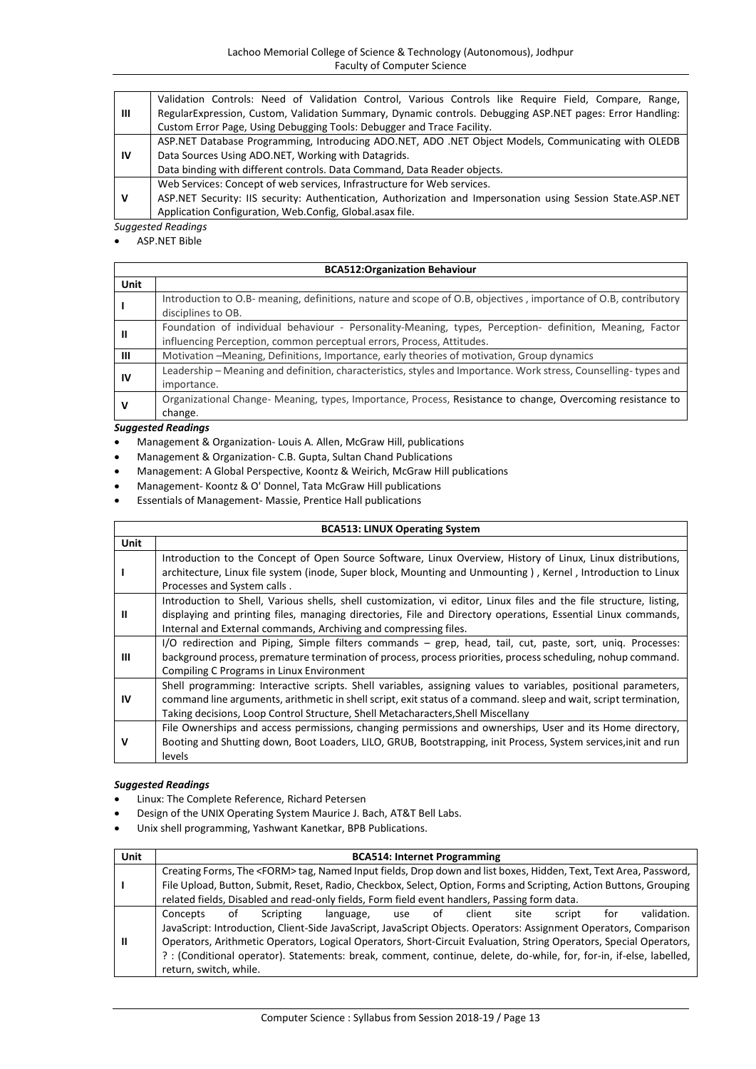| | |
|---|---|
| III | Validation Controls: Need of Validation Control, Various Controls like Require Field, Compare, Range, RegularExpression, Custom, Validation Summary, Dynamic controls. Debugging ASP.NET pages: Error Handling: Custom Error Page, Using Debugging Tools: Debugger and Trace Facility. |
| IV | ASP.NET Database Programming, Introducing ADO.NET, ADO .NET Object Models, Communicating with OLEDB Data Sources Using ADO.NET, Working with Datagrids. Data binding with different controls. Data Command, Data Reader objects. |
| V | Web Services: Concept of web services, Infrastructure for Web services. ASP.NET Security: IIS security: Authentication, Authorization and Impersonation using Session State.ASP.NET Application Configuration, Web.Config, Global.asax file. |

*Suggested Readings*

- ASP.NET Bible

| BCA512:Organization Behaviour | |
|---|---|
| **Unit** | |
| I | Introduction to O.B- meaning, definitions, nature and scope of O.B, objectives , importance of O.B, contributory disciplines to OB. |
| II | Foundation of individual behaviour - Personality-Meaning, types, Perception- definition, Meaning, Factor influencing Perception, common perceptual errors, Process, Attitudes. |
| III | Motivation –Meaning, Definitions, Importance, early theories of motivation, Group dynamics |
| IV | Leadership – Meaning and definition, characteristics, styles and Importance. Work stress, Counselling- types and importance. |
| V | Organizational Change- Meaning, types, Importance, Process, Resistance to change, Overcoming resistance to change. |

***Suggested Readings***

- Management & Organization- Louis A. Allen, McGraw Hill, publications
- Management & Organization- C.B. Gupta, Sultan Chand Publications
- Management: A Global Perspective, Koontz & Weirich, McGraw Hill publications
- Management- Koontz & O' Donnel, Tata McGraw Hill publications
- Essentials of Management- Massie, Prentice Hall publications

| BCA513: LINUX Operating System | |
|---|---|
| **Unit** | |
| I | Introduction to the Concept of Open Source Software, Linux Overview, History of Linux, Linux distributions, architecture, Linux file system (inode, Super block, Mounting and Unmounting ) , Kernel , Introduction to Linux Processes and System calls . |
| II | Introduction to Shell, Various shells, shell customization, vi editor, Linux files and the file structure, listing, displaying and printing files, managing directories, File and Directory operations, Essential Linux commands, Internal and External commands, Archiving and compressing files. |
| III | I/O redirection and Piping, Simple filters commands – grep, head, tail, cut, paste, sort, uniq. Processes: background process, premature termination of process, process priorities, process scheduling, nohup command. Compiling C Programs in Linux Environment |
| IV | Shell programming: Interactive scripts. Shell variables, assigning values to variables, positional parameters, command line arguments, arithmetic in shell script, exit status of a command. sleep and wait, script termination, Taking decisions, Loop Control Structure, Shell Metacharacters,Shell Miscellany |
| V | File Ownerships and access permissions, changing permissions and ownerships, User and its Home directory, Booting and Shutting down, Boot Loaders, LILO, GRUB, Bootstrapping, init Process, System services,init and run levels |

***Suggested Readings***

- Linux: The Complete Reference, Richard Petersen
- Design of the UNIX Operating System Maurice J. Bach, AT&T Bell Labs.
- Unix shell programming, Yashwant Kanetkar, BPB Publications.

| Unit | BCA514: Internet Programming |
|---|---|
| I | Creating Forms, The <FORM> tag, Named Input fields, Drop down and list boxes, Hidden, Text, Text Area, Password, File Upload, Button, Submit, Reset, Radio, Checkbox, Select, Option, Forms and Scripting, Action Buttons, Grouping related fields, Disabled and read-only fields, Form field event handlers, Passing form data. |
| II | Concepts of Scripting language, use of client site script for validation. JavaScript: Introduction, Client-Side JavaScript, JavaScript Objects. Operators: Assignment Operators, Comparison Operators, Arithmetic Operators, Logical Operators, Short-Circuit Evaluation, String Operators, Special Operators, ? : (Conditional operator). Statements: break, comment, continue, delete, do-while, for, for-in, if-else, labelled, return, switch, while. |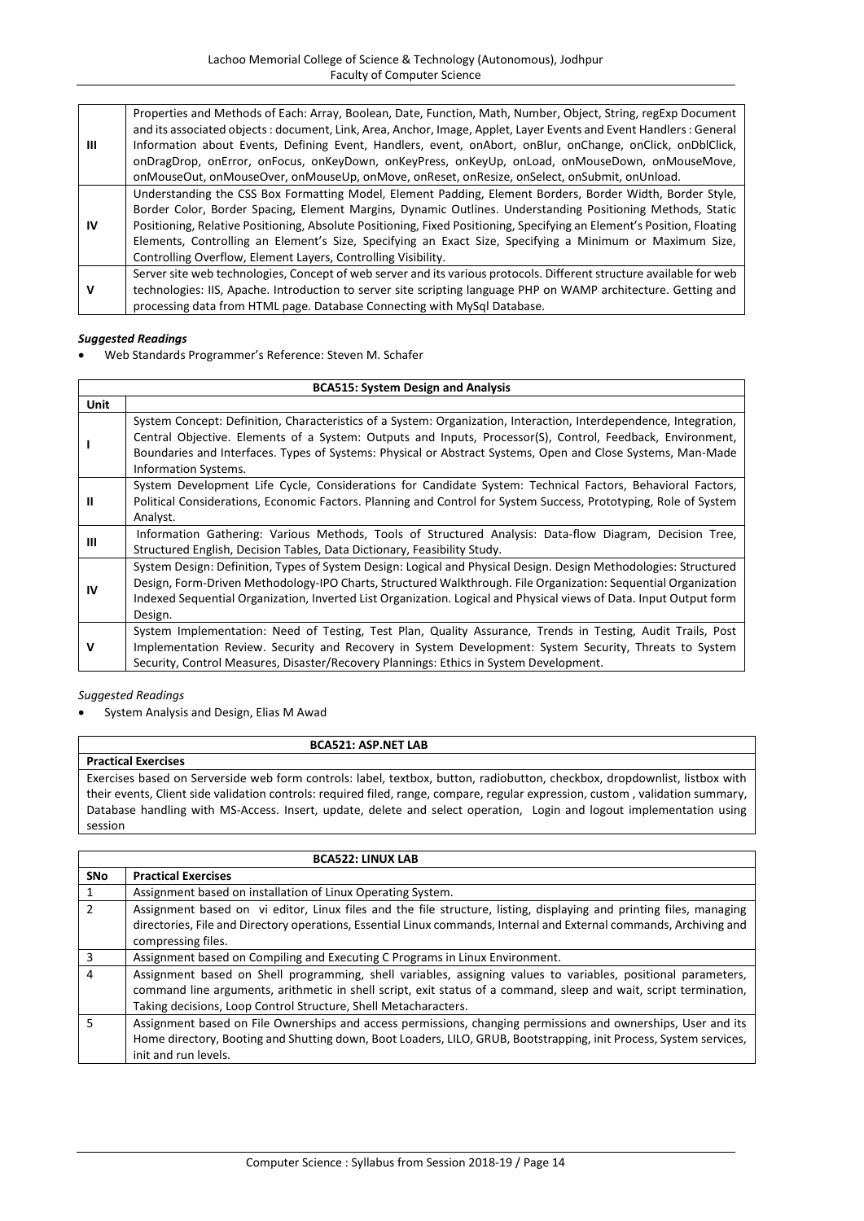| | |
|---|---|
| III | Properties and Methods of Each: Array, Boolean, Date, Function, Math, Number, Object, String, regExp Document and its associated objects : document, Link, Area, Anchor, Image, Applet, Layer Events and Event Handlers : General Information about Events, Defining Event, Handlers, event, onAbort, onBlur, onChange, onClick, onDblClick, onDragDrop, onError, onFocus, onKeyDown, onKeyPress, onKeyUp, onLoad, onMouseDown, onMouseMove, onMouseOut, onMouseOver, onMouseUp, onMove, onReset, onResize, onSelect, onSubmit, onUnload. |
| IV | Understanding the CSS Box Formatting Model, Element Padding, Element Borders, Border Width, Border Style, Border Color, Border Spacing, Element Margins, Dynamic Outlines. Understanding Positioning Methods, Static Positioning, Relative Positioning, Absolute Positioning, Fixed Positioning, Specifying an Element's Position, Floating Elements, Controlling an Element's Size, Specifying an Exact Size, Specifying a Minimum or Maximum Size, Controlling Overflow, Element Layers, Controlling Visibility. |
| V | Server site web technologies, Concept of web server and its various protocols. Different structure available for web technologies: IIS, Apache. Introduction to server site scripting language PHP on WAMP architecture. Getting and processing data from HTML page. Database Connecting with MySql Database. |

***Suggested Readings***

- Web Standards Programmer's Reference: Steven M. Schafer

| **BCA515: System Design and Analysis** | |
|---|---|
| **Unit** | |
| I | System Concept: Definition, Characteristics of a System: Organization, Interaction, Interdependence, Integration, Central Objective. Elements of a System: Outputs and Inputs, Processor(S), Control, Feedback, Environment, Boundaries and Interfaces. Types of Systems: Physical or Abstract Systems, Open and Close Systems, Man-Made Information Systems. |
| II | System Development Life Cycle, Considerations for Candidate System: Technical Factors, Behavioral Factors, Political Considerations, Economic Factors. Planning and Control for System Success, Prototyping, Role of System Analyst. |
| III | Information Gathering: Various Methods, Tools of Structured Analysis: Data-flow Diagram, Decision Tree, Structured English, Decision Tables, Data Dictionary, Feasibility Study. |
| IV | System Design: Definition, Types of System Design: Logical and Physical Design. Design Methodologies: Structured Design, Form-Driven Methodology-IPO Charts, Structured Walkthrough. File Organization: Sequential Organization Indexed Sequential Organization, Inverted List Organization. Logical and Physical views of Data. Input Output form Design. |
| V | System Implementation: Need of Testing, Test Plan, Quality Assurance, Trends in Testing, Audit Trails, Post Implementation Review. Security and Recovery in System Development: System Security, Threats to System Security, Control Measures, Disaster/Recovery Plannings: Ethics in System Development. |

*Suggested Readings*

- System Analysis and Design, Elias M Awad

| **BCA521: ASP.NET LAB** |
|---|
| **Practical Exercises** |
| Exercises based on Serverside web form controls: label, textbox, button, radiobutton, checkbox, dropdownlist, listbox with their events, Client side validation controls: required filed, range, compare, regular expression, custom , validation summary, Database handling with MS-Access. Insert, update, delete and select operation, Login and logout implementation using session |

| **BCA522: LINUX LAB** | |
|---|---|
| **SNo** | **Practical Exercises** |
| 1 | Assignment based on installation of Linux Operating System. |
| 2 | Assignment based on vi editor, Linux files and the file structure, listing, displaying and printing files, managing directories, File and Directory operations, Essential Linux commands, Internal and External commands, Archiving and compressing files. |
| 3 | Assignment based on Compiling and Executing C Programs in Linux Environment. |
| 4 | Assignment based on Shell programming, shell variables, assigning values to variables, positional parameters, command line arguments, arithmetic in shell script, exit status of a command, sleep and wait, script termination, Taking decisions, Loop Control Structure, Shell Metacharacters. |
| 5 | Assignment based on File Ownerships and access permissions, changing permissions and ownerships, User and its Home directory, Booting and Shutting down, Boot Loaders, LILO, GRUB, Bootstrapping, init Process, System services, init and run levels. |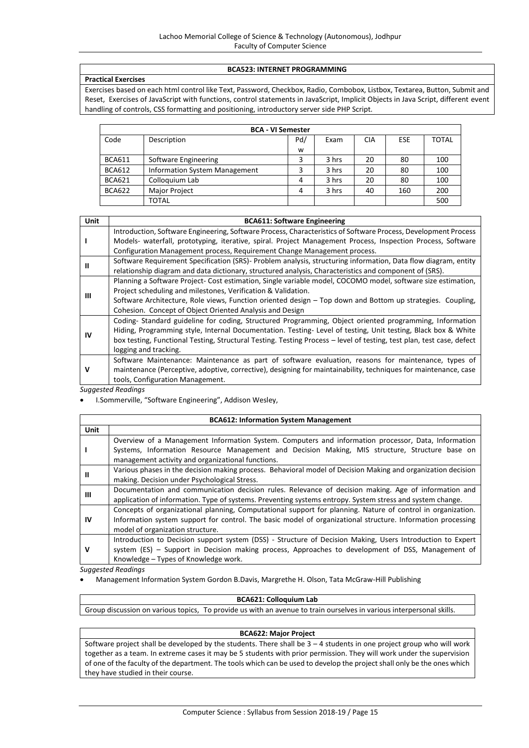## BCA523: INTERNET PROGRAMMING

**Practical Exercises**

Exercises based on each html control like Text, Password, Checkbox, Radio, Combobox, Listbox, Textarea, Button, Submit and Reset, Exercises of JavaScript with functions, control statements in JavaScript, Implicit Objects in Java Script, different event handling of controls, CSS formatting and positioning, introductory server side PHP Script.

| **BCA - VI Semester** | | | | | | |
|---|---|---|---|---|---|---|
| Code | Description | Pd/w | Exam | CIA | ESE | TOTAL |
| BCA611 | Software Engineering | 3 | 3 hrs | 20 | 80 | 100 |
| BCA612 | Information System Management | 3 | 3 hrs | 20 | 80 | 100 |
| BCA621 | Colloquium Lab | 4 | 3 hrs | 20 | 80 | 100 |
| BCA622 | Major Project | 4 | 3 hrs | 40 | 160 | 200 |
| | TOTAL | | | | | 500 |

| Unit | BCA611: Software Engineering |
|---|---|
| I | Introduction, Software Engineering, Software Process, Characteristics of Software Process, Development Process Models- waterfall, prototyping, iterative, spiral. Project Management Process, Inspection Process, Software Configuration Management process, Requirement Change Management process. |
| II | Software Requirement Specification (SRS)- Problem analysis, structuring information, Data flow diagram, entity relationship diagram and data dictionary, structured analysis, Characteristics and component of (SRS). |
| III | Planning a Software Project- Cost estimation, Single variable model, COCOMO model, software size estimation, Project scheduling and milestones, Verification & Validation.<br>Software Architecture, Role views, Function oriented design – Top down and Bottom up strategies. Coupling, Cohesion. Concept of Object Oriented Analysis and Design |
| IV | Coding- Standard guideline for coding, Structured Programming, Object oriented programming, Information Hiding, Programming style, Internal Documentation. Testing- Level of testing, Unit testing, Black box & White box testing, Functional Testing, Structural Testing. Testing Process – level of testing, test plan, test case, defect logging and tracking. |
| V | Software Maintenance: Maintenance as part of software evaluation, reasons for maintenance, types of maintenance (Perceptive, adoptive, corrective), designing for maintainability, techniques for maintenance, case tools, Configuration Management. |

*Suggested Readings*

- I.Sommerville, "Software Engineering", Addison Wesley,

| **BCA612: Information System Management** | |
|---|---|
| Unit | |
| I | Overview of a Management Information System. Computers and information processor, Data, Information Systems, Information Resource Management and Decision Making, MIS structure, Structure base on management activity and organizational functions. |
| II | Various phases in the decision making process. Behavioral model of Decision Making and organization decision making. Decision under Psychological Stress. |
| III | Documentation and communication decision rules. Relevance of decision making. Age of information and application of information. Type of systems. Preventing systems entropy. System stress and system change. |
| IV | Concepts of organizational planning, Computational support for planning. Nature of control in organization. Information system support for control. The basic model of organizational structure. Information processing model of organization structure. |
| V | Introduction to Decision support system (DSS) - Structure of Decision Making, Users Introduction to Expert system (ES) – Support in Decision making process, Approaches to development of DSS, Management of Knowledge – Types of Knowledge work. |

*Suggested Readings*

- Management Information System Gordon B.Davis, Margrethe H. Olson, Tata McGraw-Hill Publishing

## BCA621: Colloquium Lab

Group discussion on various topics, To provide us with an avenue to train ourselves in various interpersonal skills.

## BCA622: Major Project

Software project shall be developed by the students. There shall be 3 – 4 students in one project group who will work together as a team. In extreme cases it may be 5 students with prior permission. They will work under the supervision of one of the faculty of the department. The tools which can be used to develop the project shall only be the ones which they have studied in their course.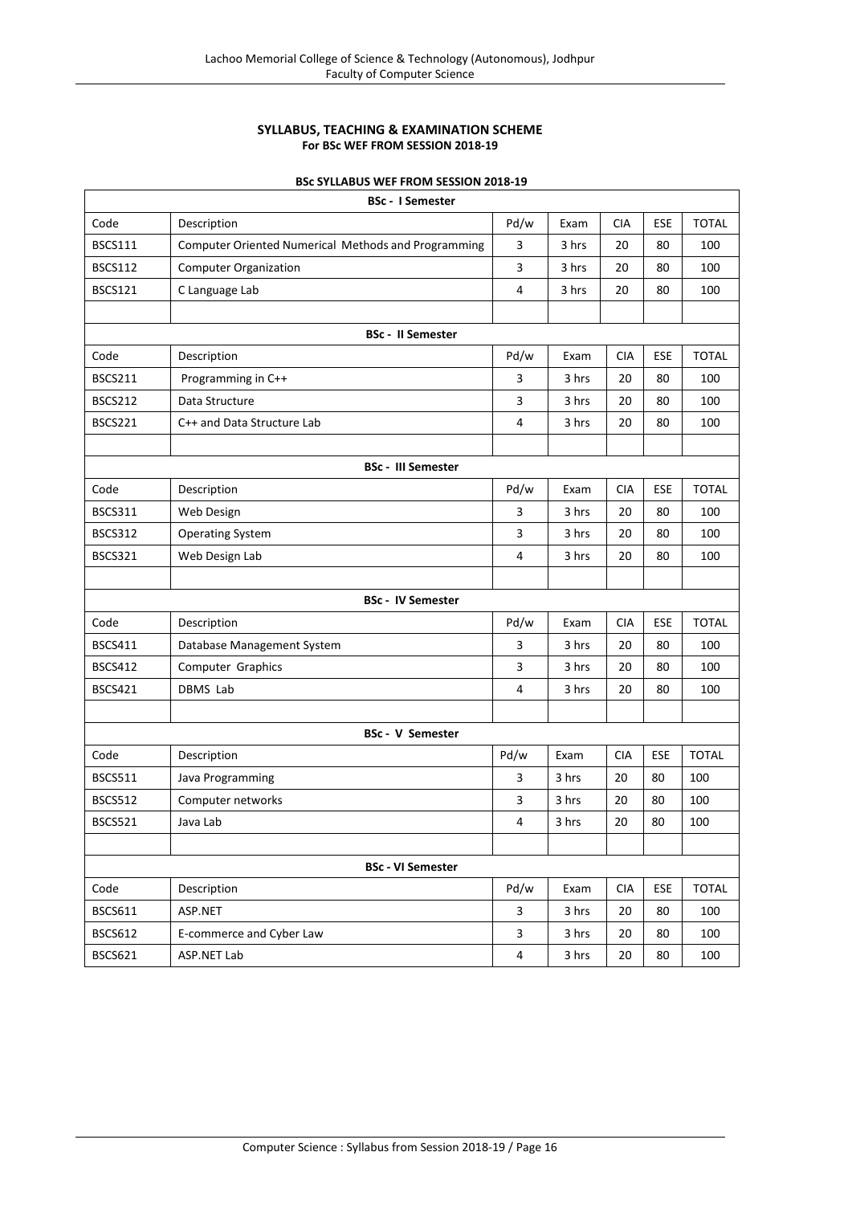**SYLLABUS, TEACHING & EXAMINATION SCHEME**
**For BSc WEF FROM SESSION 2018-19**

**BSc SYLLABUS WEF FROM SESSION 2018-19**

| **BSc - I Semester** | | | | | | |
|---|---|---|---|---|---|---|
| Code | Description | Pd/w | Exam | CIA | ESE | TOTAL |
| BSCS111 | Computer Oriented Numerical Methods and Programming | 3 | 3 hrs | 20 | 80 | 100 |
| BSCS112 | Computer Organization | 3 | 3 hrs | 20 | 80 | 100 |
| BSCS121 | C Language Lab | 4 | 3 hrs | 20 | 80 | 100 |
| | | | | | | |
| **BSc - II Semester** | | | | | | |
| Code | Description | Pd/w | Exam | CIA | ESE | TOTAL |
| BSCS211 | Programming in C++ | 3 | 3 hrs | 20 | 80 | 100 |
| BSCS212 | Data Structure | 3 | 3 hrs | 20 | 80 | 100 |
| BSCS221 | C++ and Data Structure Lab | 4 | 3 hrs | 20 | 80 | 100 |
| | | | | | | |
| **BSc - III Semester** | | | | | | |
| Code | Description | Pd/w | Exam | CIA | ESE | TOTAL |
| BSCS311 | Web Design | 3 | 3 hrs | 20 | 80 | 100 |
| BSCS312 | Operating System | 3 | 3 hrs | 20 | 80 | 100 |
| BSCS321 | Web Design Lab | 4 | 3 hrs | 20 | 80 | 100 |
| | | | | | | |
| **BSc - IV Semester** | | | | | | |
| Code | Description | Pd/w | Exam | CIA | ESE | TOTAL |
| BSCS411 | Database Management System | 3 | 3 hrs | 20 | 80 | 100 |
| BSCS412 | Computer Graphics | 3 | 3 hrs | 20 | 80 | 100 |
| BSCS421 | DBMS Lab | 4 | 3 hrs | 20 | 80 | 100 |
| | | | | | | |
| **BSc - V Semester** | | | | | | |
| Code | Description | Pd/w | Exam | CIA | ESE | TOTAL |
| BSCS511 | Java Programming | 3 | 3 hrs | 20 | 80 | 100 |
| BSCS512 | Computer networks | 3 | 3 hrs | 20 | 80 | 100 |
| BSCS521 | Java Lab | 4 | 3 hrs | 20 | 80 | 100 |
| | | | | | | |
| **BSc - VI Semester** | | | | | | |
| Code | Description | Pd/w | Exam | CIA | ESE | TOTAL |
| BSCS611 | ASP.NET | 3 | 3 hrs | 20 | 80 | 100 |
| BSCS612 | E-commerce and Cyber Law | 3 | 3 hrs | 20 | 80 | 100 |
| BSCS621 | ASP.NET Lab | 4 | 3 hrs | 20 | 80 | 100 |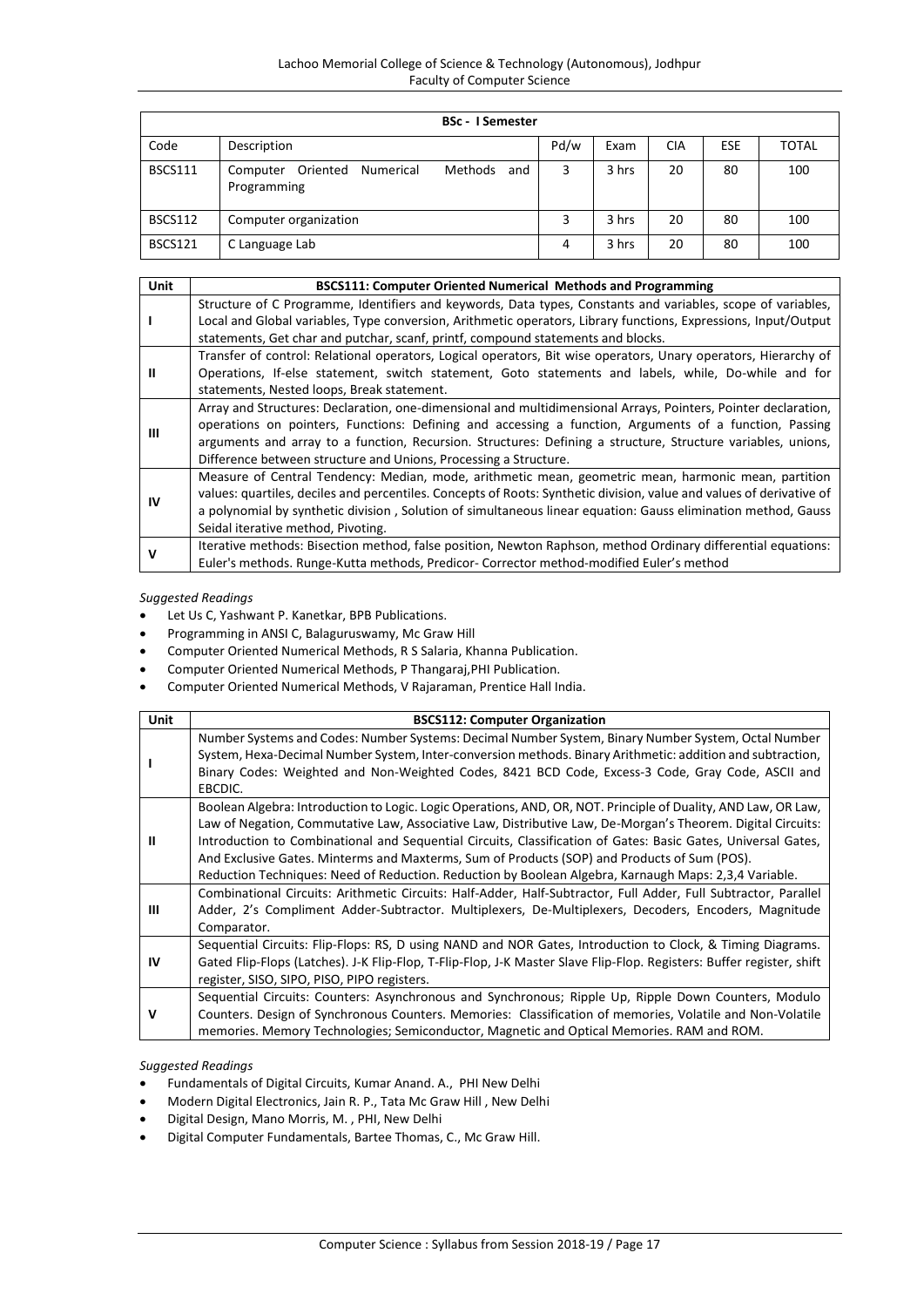| BSc - I Semester | | | | | | |
|---|---|---|---|---|---|---|
| Code | Description | Pd/w | Exam | CIA | ESE | TOTAL |
| BSCS111 | Computer Oriented Numerical Methods and Programming | 3 | 3 hrs | 20 | 80 | 100 |
| BSCS112 | Computer organization | 3 | 3 hrs | 20 | 80 | 100 |
| BSCS121 | C Language Lab | 4 | 3 hrs | 20 | 80 | 100 |

| Unit | BSCS111: Computer Oriented Numerical Methods and Programming |
|---|---|
| I | Structure of C Programme, Identifiers and keywords, Data types, Constants and variables, scope of variables, Local and Global variables, Type conversion, Arithmetic operators, Library functions, Expressions, Input/Output statements, Get char and putchar, scanf, printf, compound statements and blocks. |
| II | Transfer of control: Relational operators, Logical operators, Bit wise operators, Unary operators, Hierarchy of Operations, If-else statement, switch statement, Goto statements and labels, while, Do-while and for statements, Nested loops, Break statement. |
| III | Array and Structures: Declaration, one-dimensional and multidimensional Arrays, Pointers, Pointer declaration, operations on pointers, Functions: Defining and accessing a function, Arguments of a function, Passing arguments and array to a function, Recursion. Structures: Defining a structure, Structure variables, unions, Difference between structure and Unions, Processing a Structure. |
| IV | Measure of Central Tendency: Median, mode, arithmetic mean, geometric mean, harmonic mean, partition values: quartiles, deciles and percentiles. Concepts of Roots: Synthetic division, value and values of derivative of a polynomial by synthetic division , Solution of simultaneous linear equation: Gauss elimination method, Gauss Seidal iterative method, Pivoting. |
| V | Iterative methods: Bisection method, false position, Newton Raphson, method Ordinary differential equations: Euler's methods. Runge-Kutta methods, Predicor- Corrector method-modified Euler's method |

*Suggested Readings*

- Let Us C, Yashwant P. Kanetkar, BPB Publications.
- Programming in ANSI C, Balaguruswamy, Mc Graw Hill
- Computer Oriented Numerical Methods, R S Salaria, Khanna Publication.
- Computer Oriented Numerical Methods, P Thangaraj,PHI Publication.
- Computer Oriented Numerical Methods, V Rajaraman, Prentice Hall India.

| Unit | BSCS112: Computer Organization |
|---|---|
| I | Number Systems and Codes: Number Systems: Decimal Number System, Binary Number System, Octal Number System, Hexa-Decimal Number System, Inter-conversion methods. Binary Arithmetic: addition and subtraction, Binary Codes: Weighted and Non-Weighted Codes, 8421 BCD Code, Excess-3 Code, Gray Code, ASCII and EBCDIC. |
| II | Boolean Algebra: Introduction to Logic. Logic Operations, AND, OR, NOT. Principle of Duality, AND Law, OR Law, Law of Negation, Commutative Law, Associative Law, Distributive Law, De-Morgan's Theorem. Digital Circuits: Introduction to Combinational and Sequential Circuits, Classification of Gates: Basic Gates, Universal Gates, And Exclusive Gates. Minterms and Maxterms, Sum of Products (SOP) and Products of Sum (POS). Reduction Techniques: Need of Reduction. Reduction by Boolean Algebra, Karnaugh Maps: 2,3,4 Variable. |
| III | Combinational Circuits: Arithmetic Circuits: Half-Adder, Half-Subtractor, Full Adder, Full Subtractor, Parallel Adder, 2's Compliment Adder-Subtractor. Multiplexers, De-Multiplexers, Decoders, Encoders, Magnitude Comparator. |
| IV | Sequential Circuits: Flip-Flops: RS, D using NAND and NOR Gates, Introduction to Clock, & Timing Diagrams. Gated Flip-Flops (Latches). J-K Flip-Flop, T-Flip-Flop, J-K Master Slave Flip-Flop. Registers: Buffer register, shift register, SISO, SIPO, PISO, PIPO registers. |
| V | Sequential Circuits: Counters: Asynchronous and Synchronous; Ripple Up, Ripple Down Counters, Modulo Counters. Design of Synchronous Counters. Memories: Classification of memories, Volatile and Non-Volatile memories. Memory Technologies; Semiconductor, Magnetic and Optical Memories. RAM and ROM. |

*Suggested Readings*

- Fundamentals of Digital Circuits, Kumar Anand. A., PHI New Delhi
- Modern Digital Electronics, Jain R. P., Tata Mc Graw Hill , New Delhi
- Digital Design, Mano Morris, M. , PHI, New Delhi
- Digital Computer Fundamentals, Bartee Thomas, C., Mc Graw Hill.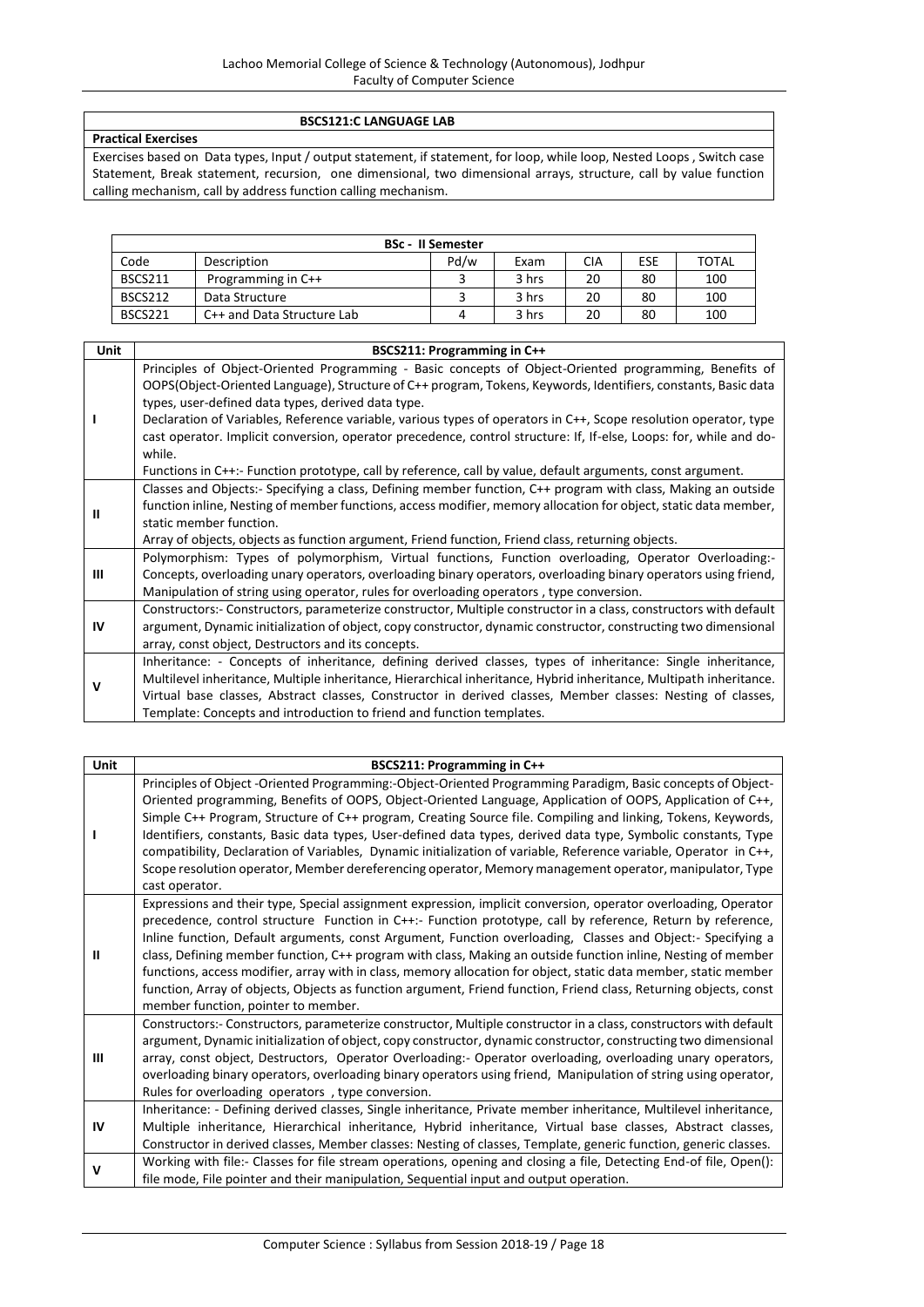| BSCS121:C LANGUAGE LAB |
|---|
| **Practical Exercises** |
| Exercises based on Data types, Input / output statement, if statement, for loop, while loop, Nested Loops , Switch case Statement, Break statement, recursion, one dimensional, two dimensional arrays, structure, call by value function calling mechanism, call by address function calling mechanism. |

| **BSc - II Semester** | | | | | | |
|---|---|---|---|---|---|---|
| Code | Description | Pd/w | Exam | CIA | ESE | TOTAL |
| BSCS211 | Programming in C++ | 3 | 3 hrs | 20 | 80 | 100 |
| BSCS212 | Data Structure | 3 | 3 hrs | 20 | 80 | 100 |
| BSCS221 | C++ and Data Structure Lab | 4 | 3 hrs | 20 | 80 | 100 |

| Unit | BSCS211: Programming in C++ |
|---|---|
| I | Principles of Object-Oriented Programming - Basic concepts of Object-Oriented programming, Benefits of OOPS(Object-Oriented Language), Structure of C++ program, Tokens, Keywords, Identifiers, constants, Basic data types, user-defined data types, derived data type.<br>Declaration of Variables, Reference variable, various types of operators in C++, Scope resolution operator, type cast operator. Implicit conversion, operator precedence, control structure: If, If-else, Loops: for, while and do-while.<br>Functions in C++:- Function prototype, call by reference, call by value, default arguments, const argument. |
| II | Classes and Objects:- Specifying a class, Defining member function, C++ program with class, Making an outside function inline, Nesting of member functions, access modifier, memory allocation for object, static data member, static member function.<br>Array of objects, objects as function argument, Friend function, Friend class, returning objects. |
| III | Polymorphism: Types of polymorphism, Virtual functions, Function overloading, Operator Overloading:- Concepts, overloading unary operators, overloading binary operators, overloading binary operators using friend, Manipulation of string using operator, rules for overloading operators , type conversion. |
| IV | Constructors:- Constructors, parameterize constructor, Multiple constructor in a class, constructors with default argument, Dynamic initialization of object, copy constructor, dynamic constructor, constructing two dimensional array, const object, Destructors and its concepts. |
| V | Inheritance: - Concepts of inheritance, defining derived classes, types of inheritance: Single inheritance, Multilevel inheritance, Multiple inheritance, Hierarchical inheritance, Hybrid inheritance, Multipath inheritance. Virtual base classes, Abstract classes, Constructor in derived classes, Member classes: Nesting of classes, Template: Concepts and introduction to friend and function templates. |

| Unit | BSCS211: Programming in C++ |
|---|---|
| I | Principles of Object -Oriented Programming:-Object-Oriented Programming Paradigm, Basic concepts of Object-Oriented programming, Benefits of OOPS, Object-Oriented Language, Application of OOPS, Application of C++, Simple C++ Program, Structure of C++ program, Creating Source file. Compiling and linking, Tokens, Keywords, Identifiers, constants, Basic data types, User-defined data types, derived data type, Symbolic constants, Type compatibility, Declaration of Variables, Dynamic initialization of variable, Reference variable, Operator in C++, Scope resolution operator, Member dereferencing operator, Memory management operator, manipulator, Type cast operator. |
| II | Expressions and their type, Special assignment expression, implicit conversion, operator overloading, Operator precedence, control structure Function in C++:- Function prototype, call by reference, Return by reference, Inline function, Default arguments, const Argument, Function overloading, Classes and Object:- Specifying a class, Defining member function, C++ program with class, Making an outside function inline, Nesting of member functions, access modifier, array with in class, memory allocation for object, static data member, static member function, Array of objects, Objects as function argument, Friend function, Friend class, Returning objects, const member function, pointer to member. |
| III | Constructors:- Constructors, parameterize constructor, Multiple constructor in a class, constructors with default argument, Dynamic initialization of object, copy constructor, dynamic constructor, constructing two dimensional array, const object, Destructors, Operator Overloading:- Operator overloading, overloading unary operators, overloading binary operators, overloading binary operators using friend, Manipulation of string using operator, Rules for overloading operators , type conversion. |
| IV | Inheritance: - Defining derived classes, Single inheritance, Private member inheritance, Multilevel inheritance, Multiple inheritance, Hierarchical inheritance, Hybrid inheritance, Virtual base classes, Abstract classes, Constructor in derived classes, Member classes: Nesting of classes, Template, generic function, generic classes. |
| V | Working with file:- Classes for file stream operations, opening and closing a file, Detecting End-of file, Open(): file mode, File pointer and their manipulation, Sequential input and output operation. |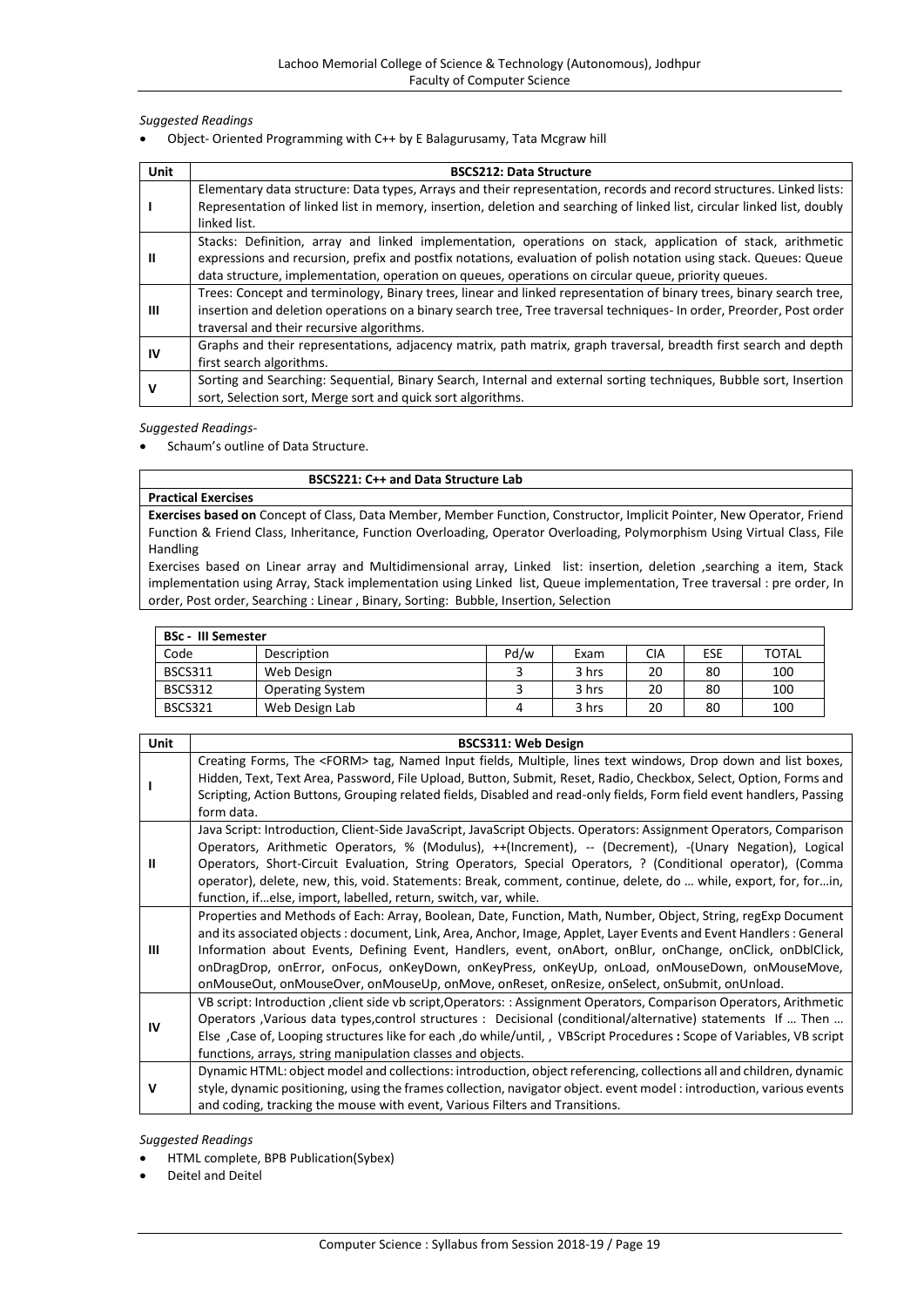*Suggested Readings*

- Object- Oriented Programming with C++ by E Balagurusamy, Tata Mcgraw hill

| Unit | BSCS212: Data Structure |
|---|---|
| I | Elementary data structure: Data types, Arrays and their representation, records and record structures. Linked lists: Representation of linked list in memory, insertion, deletion and searching of linked list, circular linked list, doubly linked list. |
| II | Stacks: Definition, array and linked implementation, operations on stack, application of stack, arithmetic expressions and recursion, prefix and postfix notations, evaluation of polish notation using stack. Queues: Queue data structure, implementation, operation on queues, operations on circular queue, priority queues. |
| III | Trees: Concept and terminology, Binary trees, linear and linked representation of binary trees, binary search tree, insertion and deletion operations on a binary search tree, Tree traversal techniques- In order, Preorder, Post order traversal and their recursive algorithms. |
| IV | Graphs and their representations, adjacency matrix, path matrix, graph traversal, breadth first search and depth first search algorithms. |
| V | Sorting and Searching: Sequential, Binary Search, Internal and external sorting techniques, Bubble sort, Insertion sort, Selection sort, Merge sort and quick sort algorithms. |

*Suggested Readings-*

- Schaum's outline of Data Structure.

| BSCS221: C++ and Data Structure Lab |
|---|
| **Practical Exercises** |
| **Exercises based on** Concept of Class, Data Member, Member Function, Constructor, Implicit Pointer, New Operator, Friend Function & Friend Class, Inheritance, Function Overloading, Operator Overloading, Polymorphism Using Virtual Class, File Handling<br>Exercises based on Linear array and Multidimensional array, Linked list: insertion, deletion ,searching a item, Stack implementation using Array, Stack implementation using Linked list, Queue implementation, Tree traversal : pre order, In order, Post order, Searching : Linear , Binary, Sorting: Bubble, Insertion, Selection |

| **BSc - III Semester** | | | | | | |
|---|---|---|---|---|---|---|
| Code | Description | Pd/w | Exam | CIA | ESE | TOTAL |
| BSCS311 | Web Design | 3 | 3 hrs | 20 | 80 | 100 |
| BSCS312 | Operating System | 3 | 3 hrs | 20 | 80 | 100 |
| BSCS321 | Web Design Lab | 4 | 3 hrs | 20 | 80 | 100 |

| Unit | BSCS311: Web Design |
|---|---|
| I | Creating Forms, The <FORM> tag, Named Input fields, Multiple, lines text windows, Drop down and list boxes, Hidden, Text, Text Area, Password, File Upload, Button, Submit, Reset, Radio, Checkbox, Select, Option, Forms and Scripting, Action Buttons, Grouping related fields, Disabled and read-only fields, Form field event handlers, Passing form data. |
| II | Java Script: Introduction, Client-Side JavaScript, JavaScript Objects. Operators: Assignment Operators, Comparison Operators, Arithmetic Operators, % (Modulus), ++(Increment), -- (Decrement), -(Unary Negation), Logical Operators, Short-Circuit Evaluation, String Operators, Special Operators, ? (Conditional operator), (Comma operator), delete, new, this, void. Statements: Break, comment, continue, delete, do … while, export, for, for…in, function, if…else, import, labelled, return, switch, var, while. |
| III | Properties and Methods of Each: Array, Boolean, Date, Function, Math, Number, Object, String, regExp Document and its associated objects : document, Link, Area, Anchor, Image, Applet, Layer Events and Event Handlers : General Information about Events, Defining Event, Handlers, event, onAbort, onBlur, onChange, onClick, onDblClick, onDragDrop, onError, onFocus, onKeyDown, onKeyPress, onKeyUp, onLoad, onMouseDown, onMouseMove, onMouseOut, onMouseOver, onMouseUp, onMove, onReset, onResize, onSelect, onSubmit, onUnload. |
| IV | VB script: Introduction ,client side vb script,Operators: : Assignment Operators, Comparison Operators, Arithmetic Operators ,Various data types,control structures : Decisional (conditional/alternative) statements If … Then … Else ,Case of, Looping structures like for each ,do while/until, , VBScript Procedures **:** Scope of Variables, VB script functions, arrays, string manipulation classes and objects. |
| V | Dynamic HTML: object model and collections: introduction, object referencing, collections all and children, dynamic style, dynamic positioning, using the frames collection, navigator object. event model : introduction, various events and coding, tracking the mouse with event, Various Filters and Transitions. |

*Suggested Readings*

- HTML complete, BPB Publication(Sybex)
- Deitel and Deitel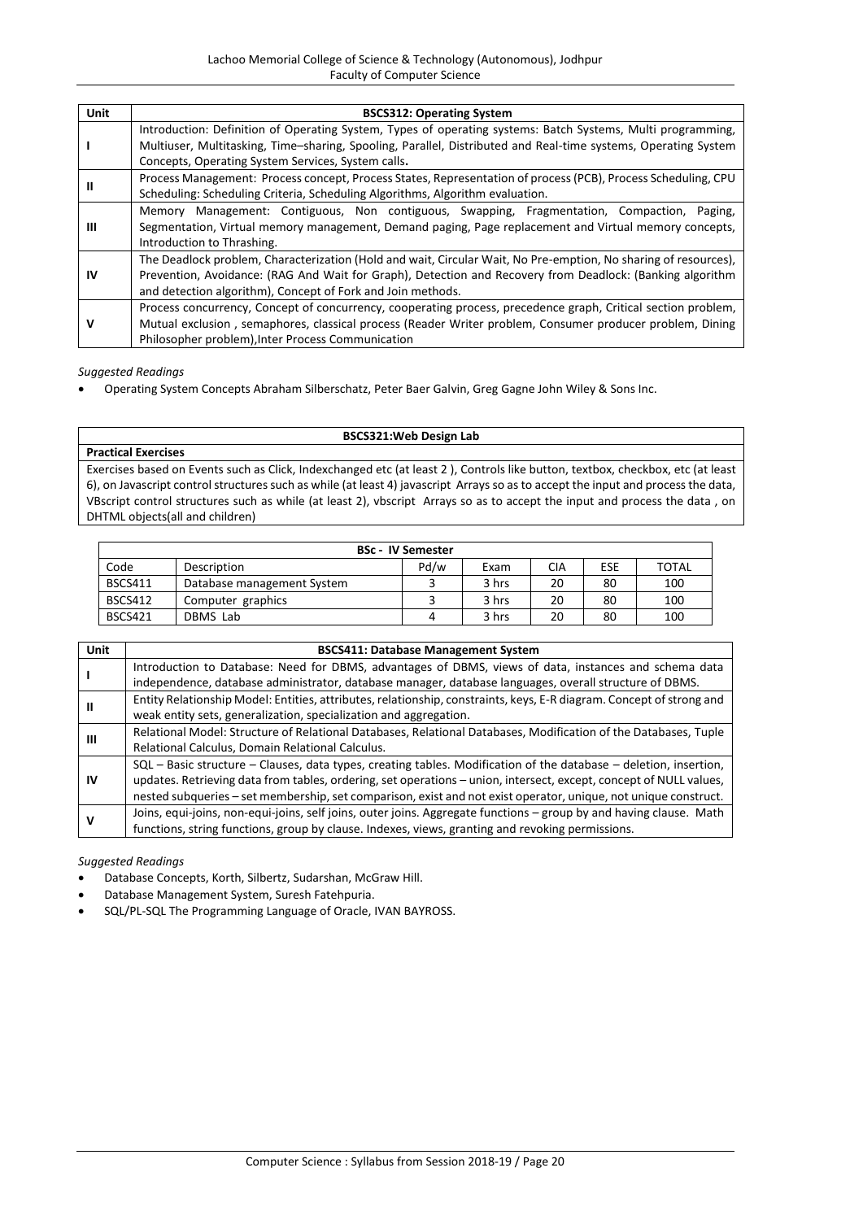| Unit | BSCS312: Operating System |
|---|---|
| I | Introduction: Definition of Operating System, Types of operating systems: Batch Systems, Multi programming, Multiuser, Multitasking, Time–sharing, Spooling, Parallel, Distributed and Real-time systems, Operating System Concepts, Operating System Services, System calls**.** |
| II | Process Management: Process concept, Process States, Representation of process (PCB), Process Scheduling, CPU Scheduling: Scheduling Criteria, Scheduling Algorithms, Algorithm evaluation. |
| III | Memory Management: Contiguous, Non contiguous, Swapping, Fragmentation, Compaction, Paging, Segmentation, Virtual memory management, Demand paging, Page replacement and Virtual memory concepts, Introduction to Thrashing. |
| IV | The Deadlock problem, Characterization (Hold and wait, Circular Wait, No Pre-emption, No sharing of resources), Prevention, Avoidance: (RAG And Wait for Graph), Detection and Recovery from Deadlock: (Banking algorithm and detection algorithm), Concept of Fork and Join methods. |
| V | Process concurrency, Concept of concurrency, cooperating process, precedence graph, Critical section problem, Mutual exclusion , semaphores, classical process (Reader Writer problem, Consumer producer problem, Dining Philosopher problem),Inter Process Communication |

*Suggested Readings*

- Operating System Concepts Abraham Silberschatz, Peter Baer Galvin, Greg Gagne John Wiley & Sons Inc.

| BSCS321:Web Design Lab |
|---|
| **Practical Exercises** |
| Exercises based on Events such as Click, Indexchanged etc (at least 2 ), Controls like button, textbox, checkbox, etc (at least 6), on Javascript control structures such as while (at least 4) javascript Arrays so as to accept the input and process the data, VBscript control structures such as while (at least 2), vbscript Arrays so as to accept the input and process the data , on DHTML objects(all and children) |

| BSc - IV Semester | | | | | | |
|---|---|---|---|---|---|---|
| Code | Description | Pd/w | Exam | CIA | ESE | TOTAL |
| BSCS411 | Database management System | 3 | 3 hrs | 20 | 80 | 100 |
| BSCS412 | Computer graphics | 3 | 3 hrs | 20 | 80 | 100 |
| BSCS421 | DBMS Lab | 4 | 3 hrs | 20 | 80 | 100 |

| Unit | BSCS411: Database Management System |
|---|---|
| I | Introduction to Database: Need for DBMS, advantages of DBMS, views of data, instances and schema data independence, database administrator, database manager, database languages, overall structure of DBMS. |
| II | Entity Relationship Model: Entities, attributes, relationship, constraints, keys, E-R diagram. Concept of strong and weak entity sets, generalization, specialization and aggregation. |
| III | Relational Model: Structure of Relational Databases, Relational Databases, Modification of the Databases, Tuple Relational Calculus, Domain Relational Calculus. |
| IV | SQL – Basic structure – Clauses, data types, creating tables. Modification of the database – deletion, insertion, updates. Retrieving data from tables, ordering, set operations – union, intersect, except, concept of NULL values, nested subqueries – set membership, set comparison, exist and not exist operator, unique, not unique construct. |
| V | Joins, equi-joins, non-equi-joins, self joins, outer joins. Aggregate functions – group by and having clause. Math functions, string functions, group by clause. Indexes, views, granting and revoking permissions. |

*Suggested Readings*

- Database Concepts, Korth, Silbertz, Sudarshan, McGraw Hill.
- Database Management System, Suresh Fatehpuria.
- SQL/PL-SQL The Programming Language of Oracle, IVAN BAYROSS.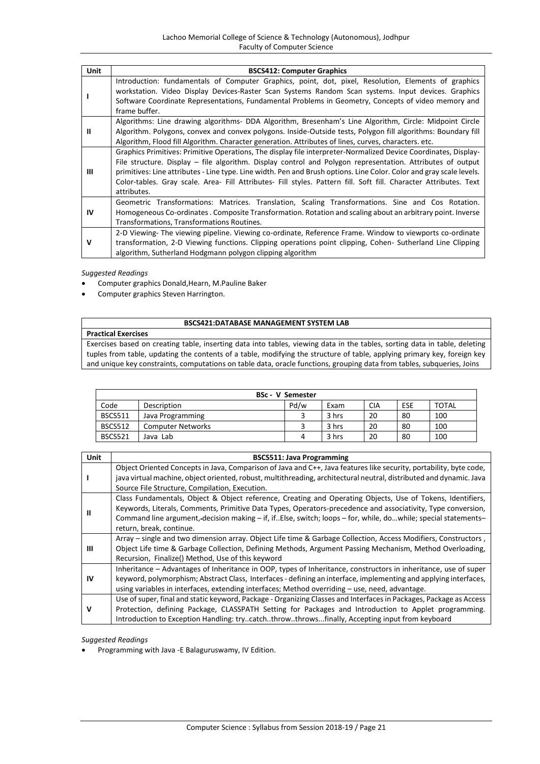| Unit | BSCS412: Computer Graphics |
|---|---|
| I | Introduction: fundamentals of Computer Graphics, point, dot, pixel, Resolution, Elements of graphics workstation. Video Display Devices-Raster Scan Systems Random Scan systems. Input devices. Graphics Software Coordinate Representations, Fundamental Problems in Geometry, Concepts of video memory and frame buffer. |
| II | Algorithms: Line drawing algorithms- DDA Algorithm, Bresenham's Line Algorithm, Circle: Midpoint Circle Algorithm. Polygons, convex and convex polygons. Inside-Outside tests, Polygon fill algorithms: Boundary fill Algorithm, Flood fill Algorithm. Character generation. Attributes of lines, curves, characters. etc. |
| III | Graphics Primitives: Primitive Operations, The display file interpreter-Normalized Device Coordinates, Display-File structure. Display – file algorithm. Display control and Polygon representation. Attributes of output primitives: Line attributes - Line type. Line width. Pen and Brush options. Line Color. Color and gray scale levels. Color-tables. Gray scale. Area- Fill Attributes- Fill styles. Pattern fill. Soft fill. Character Attributes. Text attributes. |
| IV | Geometric Transformations: Matrices. Translation, Scaling Transformations. Sine and Cos Rotation. Homogeneous Co-ordinates . Composite Transformation. Rotation and scaling about an arbitrary point. Inverse Transformations, Transformations Routines. |
| V | 2-D Viewing- The viewing pipeline. Viewing co-ordinate, Reference Frame. Window to viewports co-ordinate transformation, 2-D Viewing functions. Clipping operations point clipping, Cohen- Sutherland Line Clipping algorithm, Sutherland Hodgmann polygon clipping algorithm |

*Suggested Readings*

- Computer graphics Donald,Hearn, M.Pauline Baker
- Computer graphics Steven Harrington.

| BSCS421:DATABASE MANAGEMENT SYSTEM LAB |
|---|
| **Practical Exercises** |
| Exercises based on creating table, inserting data into tables, viewing data in the tables, sorting data in table, deleting tuples from table, updating the contents of a table, modifying the structure of table, applying primary key, foreign key and unique key constraints, computations on table data, oracle functions, grouping data from tables, subqueries, Joins |

| BSc - V Semester | | | | | | |
|---|---|---|---|---|---|---|
| Code | Description | Pd/w | Exam | CIA | ESE | TOTAL |
| BSCS511 | Java Programming | 3 | 3 hrs | 20 | 80 | 100 |
| BSCS512 | Computer Networks | 3 | 3 hrs | 20 | 80 | 100 |
| BSCS521 | Java Lab | 4 | 3 hrs | 20 | 80 | 100 |

| Unit | BSCS511: Java Programming |
|---|---|
| I | Object Oriented Concepts in Java, Comparison of Java and C++, Java features like security, portability, byte code, java virtual machine, object oriented, robust, multithreading, architectural neutral, distributed and dynamic. Java Source File Structure, Compilation, Execution. |
| II | Class Fundamentals, Object & Object reference, Creating and Operating Objects, Use of Tokens, Identifiers, Keywords, Literals, Comments, Primitive Data Types, Operators-precedence and associativity, Type conversion, Command line argument,-decision making – if, if..Else, switch; loops – for, while, do…while; special statements– return, break, continue. |
| III | Array – single and two dimension array. Object Life time & Garbage Collection, Access Modifiers, Constructors , Object Life time & Garbage Collection, Defining Methods, Argument Passing Mechanism, Method Overloading, Recursion, Finalize() Method, Use of this keyword |
| IV | Inheritance – Advantages of Inheritance in OOP, types of Inheritance, constructors in inheritance, use of super keyword, polymorphism; Abstract Class, Interfaces - defining an interface, implementing and applying interfaces, using variables in interfaces, extending interfaces; Method overriding – use, need, advantage. |
| V | Use of super, final and static keyword, Package - Organizing Classes and Interfaces in Packages, Package as Access Protection, defining Package, CLASSPATH Setting for Packages and Introduction to Applet programming. Introduction to Exception Handling: try..catch..throw..throws...finally, Accepting input from keyboard |

*Suggested Readings*

- Programming with Java -E Balaguruswamy, IV Edition.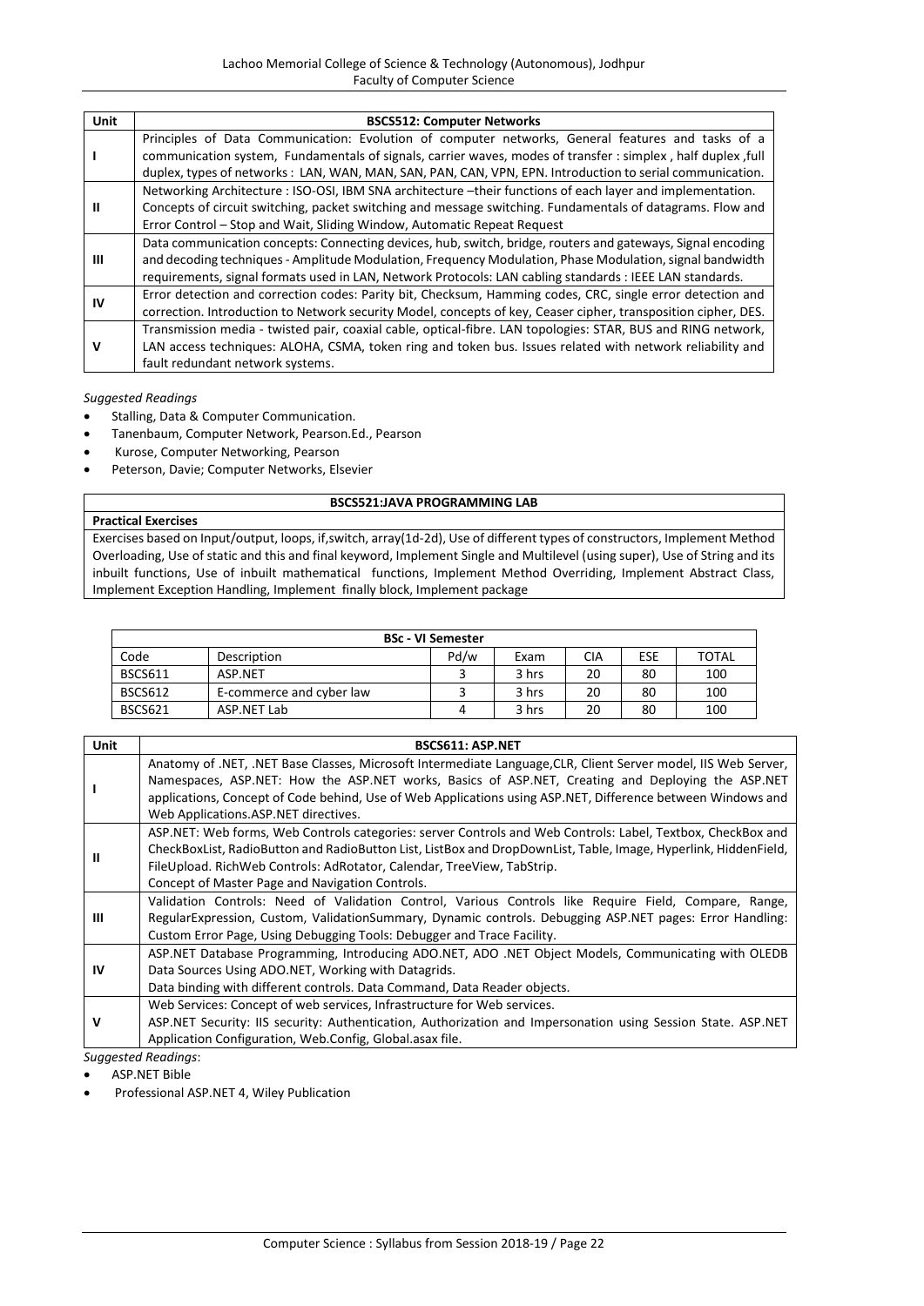| Unit | BSCS512: Computer Networks |
|---|---|
| I | Principles of Data Communication: Evolution of computer networks, General features and tasks of a communication system, Fundamentals of signals, carrier waves, modes of transfer : simplex , half duplex ,full duplex, types of networks : LAN, WAN, MAN, SAN, PAN, CAN, VPN, EPN. Introduction to serial communication. |
| II | Networking Architecture : ISO-OSI, IBM SNA architecture –their functions of each layer and implementation. Concepts of circuit switching, packet switching and message switching. Fundamentals of datagrams. Flow and Error Control – Stop and Wait, Sliding Window, Automatic Repeat Request |
| III | Data communication concepts: Connecting devices, hub, switch, bridge, routers and gateways, Signal encoding and decoding techniques - Amplitude Modulation, Frequency Modulation, Phase Modulation, signal bandwidth requirements, signal formats used in LAN, Network Protocols: LAN cabling standards : IEEE LAN standards. |
| IV | Error detection and correction codes: Parity bit, Checksum, Hamming codes, CRC, single error detection and correction. Introduction to Network security Model, concepts of key, Ceaser cipher, transposition cipher, DES. |
| V | Transmission media - twisted pair, coaxial cable, optical-fibre. LAN topologies: STAR, BUS and RING network, LAN access techniques: ALOHA, CSMA, token ring and token bus. Issues related with network reliability and fault redundant network systems. |

*Suggested Readings*

- Stalling, Data & Computer Communication.
- Tanenbaum, Computer Network, Pearson.Ed., Pearson
- Kurose, Computer Networking, Pearson
- Peterson, Davie; Computer Networks, Elsevier

| BSCS521:JAVA PROGRAMMING LAB |
|---|
| **Practical Exercises** |
| Exercises based on Input/output, loops, if,switch, array(1d-2d), Use of different types of constructors, Implement Method Overloading, Use of static and this and final keyword, Implement Single and Multilevel (using super), Use of String and its inbuilt functions, Use of inbuilt mathematical functions, Implement Method Overriding, Implement Abstract Class, Implement Exception Handling, Implement finally block, Implement package |

| BSc - VI Semester | | | | | | |
|---|---|---|---|---|---|---|
| Code | Description | Pd/w | Exam | CIA | ESE | TOTAL |
| BSCS611 | ASP.NET | 3 | 3 hrs | 20 | 80 | 100 |
| BSCS612 | E-commerce and cyber law | 3 | 3 hrs | 20 | 80 | 100 |
| BSCS621 | ASP.NET Lab | 4 | 3 hrs | 20 | 80 | 100 |

| Unit | BSCS611: ASP.NET |
|---|---|
| I | Anatomy of .NET, .NET Base Classes, Microsoft Intermediate Language,CLR, Client Server model, IIS Web Server, Namespaces, ASP.NET: How the ASP.NET works, Basics of ASP.NET, Creating and Deploying the ASP.NET applications, Concept of Code behind, Use of Web Applications using ASP.NET, Difference between Windows and Web Applications.ASP.NET directives. |
| II | ASP.NET: Web forms, Web Controls categories: server Controls and Web Controls: Label, Textbox, CheckBox and CheckBoxList, RadioButton and RadioButton List, ListBox and DropDownList, Table, Image, Hyperlink, HiddenField, FileUpload. RichWeb Controls: AdRotator, Calendar, TreeView, TabStrip. Concept of Master Page and Navigation Controls. |
| III | Validation Controls: Need of Validation Control, Various Controls like Require Field, Compare, Range, RegularExpression, Custom, ValidationSummary, Dynamic controls. Debugging ASP.NET pages: Error Handling: Custom Error Page, Using Debugging Tools: Debugger and Trace Facility. |
| IV | ASP.NET Database Programming, Introducing ADO.NET, ADO .NET Object Models, Communicating with OLEDB Data Sources Using ADO.NET, Working with Datagrids. Data binding with different controls. Data Command, Data Reader objects. |
| V | Web Services: Concept of web services, Infrastructure for Web services. ASP.NET Security: IIS security: Authentication, Authorization and Impersonation using Session State. ASP.NET Application Configuration, Web.Config, Global.asax file. |

*Suggested Readings*:

- ASP.NET Bible
- Professional ASP.NET 4, Wiley Publication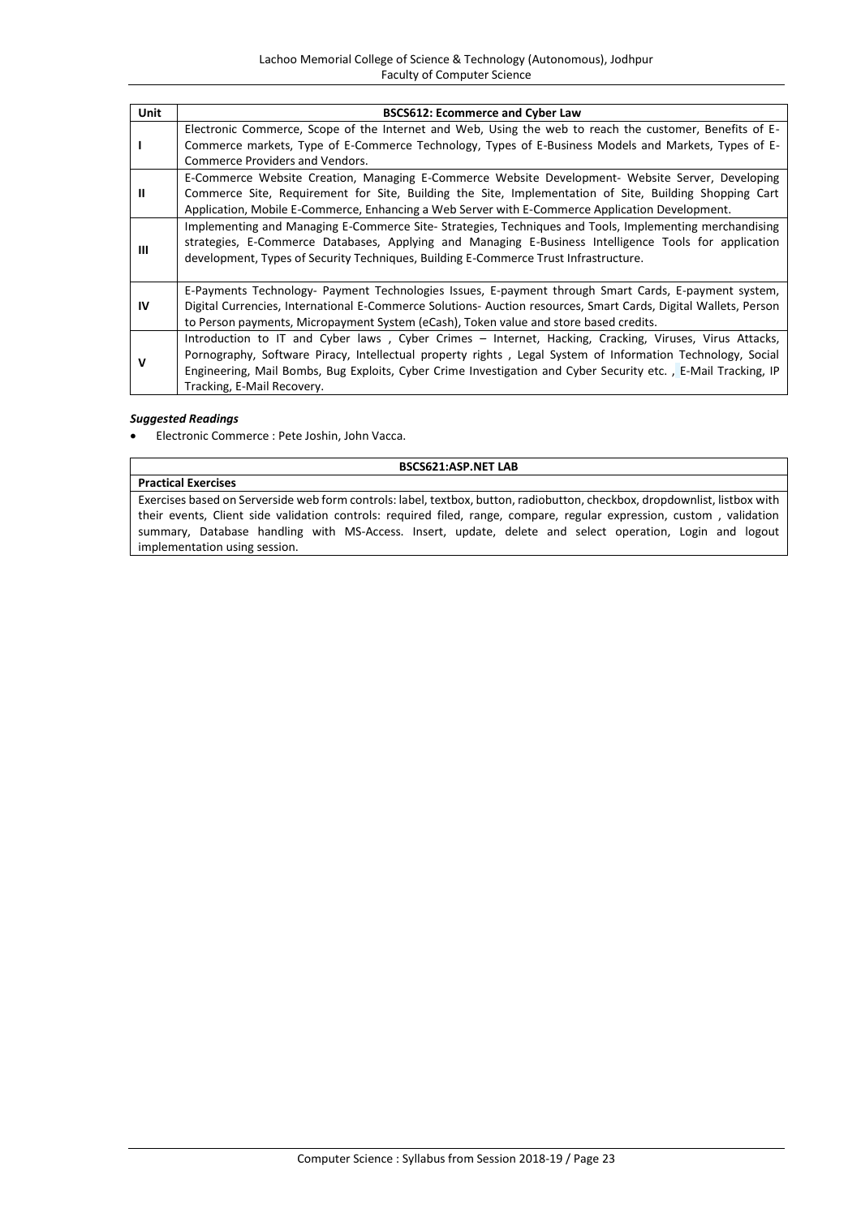| Unit | BSCS612: Ecommerce and Cyber Law |
| --- | --- |
| I | Electronic Commerce, Scope of the Internet and Web, Using the web to reach the customer, Benefits of E-Commerce markets, Type of E-Commerce Technology, Types of E-Business Models and Markets, Types of E-Commerce Providers and Vendors. |
| II | E-Commerce Website Creation, Managing E-Commerce Website Development- Website Server, Developing Commerce Site, Requirement for Site, Building the Site, Implementation of Site, Building Shopping Cart Application, Mobile E-Commerce, Enhancing a Web Server with E-Commerce Application Development. |
| III | Implementing and Managing E-Commerce Site- Strategies, Techniques and Tools, Implementing merchandising strategies, E-Commerce Databases, Applying and Managing E-Business Intelligence Tools for application development, Types of Security Techniques, Building E-Commerce Trust Infrastructure. |
| IV | E-Payments Technology- Payment Technologies Issues, E-payment through Smart Cards, E-payment system, Digital Currencies, International E-Commerce Solutions- Auction resources, Smart Cards, Digital Wallets, Person to Person payments, Micropayment System (eCash), Token value and store based credits. |
| V | Introduction to IT and Cyber laws , Cyber Crimes – Internet, Hacking, Cracking, Viruses, Virus Attacks, Pornography, Software Piracy, Intellectual property rights , Legal System of Information Technology, Social Engineering, Mail Bombs, Bug Exploits, Cyber Crime Investigation and Cyber Security etc. , E-Mail Tracking, IP Tracking, E-Mail Recovery. |

***Suggested Readings***

- Electronic Commerce : Pete Joshin, John Vacca.

| BSCS621:ASP.NET LAB |
| --- |
| **Practical Exercises** |
| Exercises based on Serverside web form controls: label, textbox, button, radiobutton, checkbox, dropdownlist, listbox with their events, Client side validation controls: required filed, range, compare, regular expression, custom , validation summary, Database handling with MS-Access. Insert, update, delete and select operation, Login and logout implementation using session. |